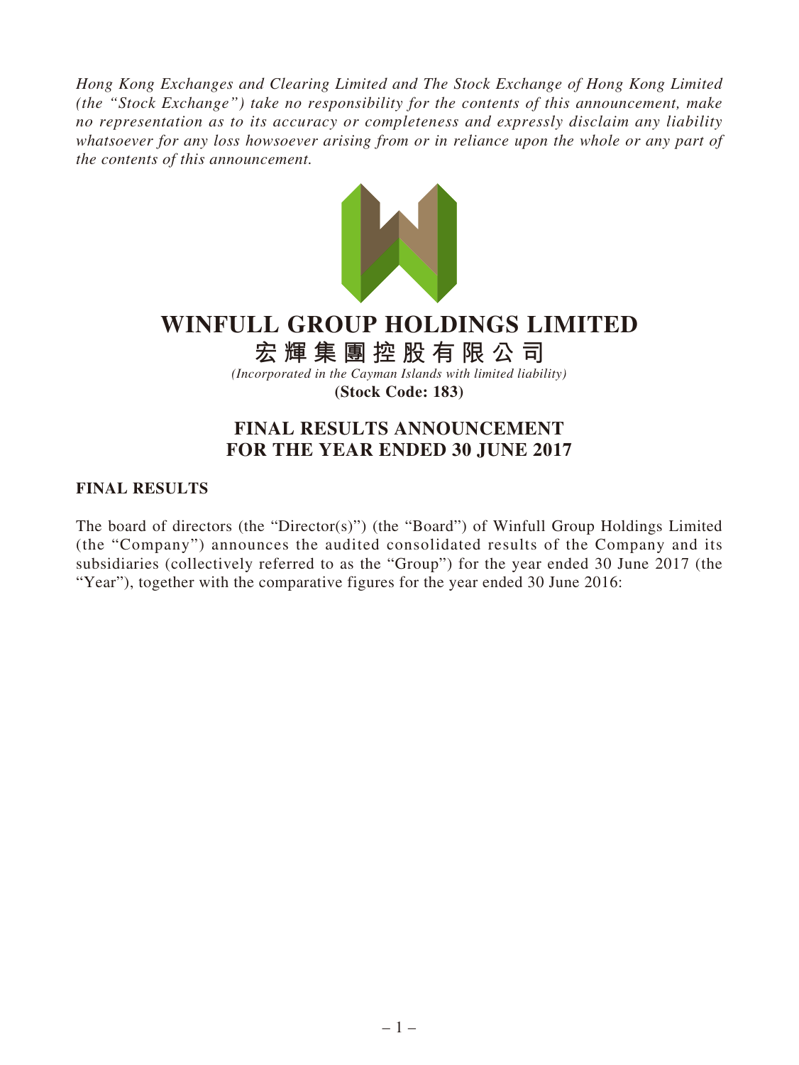*Hong Kong Exchanges and Clearing Limited and The Stock Exchange of Hong Kong Limited (the "Stock Exchange") take no responsibility for the contents of this announcement, make no representation as to its accuracy or completeness and expressly disclaim any liability whatsoever for any loss howsoever arising from or in reliance upon the whole or any part of the contents of this announcement.*

# WINFULL GROUP HOLDINGS LIMITED

**宏輝集團控股有限公司**

*(Incorporated in the Cayman Islands with limited liability)*

**(Stock Code: 183)**

## FINAL RESULTS ANNOUNCEMENT FOR THE YEAR ENDED 30 JUNE 2017

### FINAL RESULTS

The board of directors (the "Director(s)") (the "Board") of Winfull Group Holdings Limited (the "Company") announces the audited consolidated results of the Company and its subsidiaries (collectively referred to as the "Group") for the year ended 30 June 2017 (the "Year"), together with the comparative figures for the year ended 30 June 2016: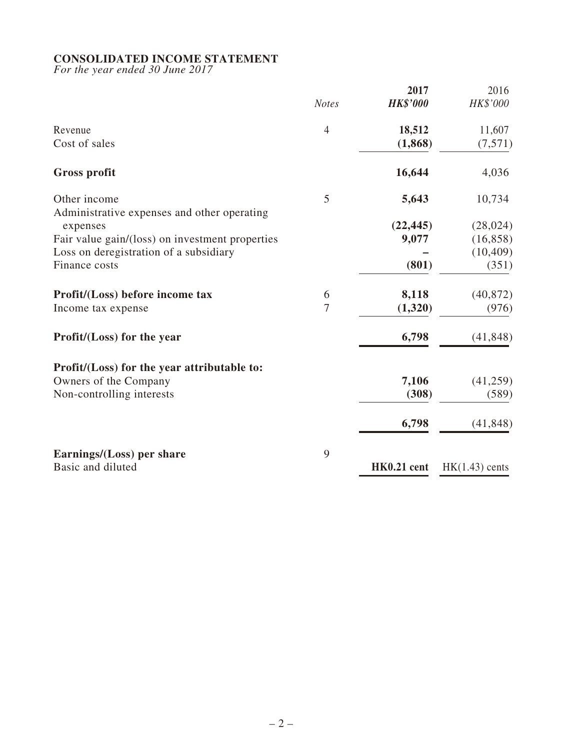**CONSOLIDATED INCOME STATEMENT**

*For the year ended 30 June 2017*

| | *Notes* | **2017** *HK$'000* | 2016 *HK$'000* |
|---|---|---|---|
| Revenue | 4 | **18,512** | 11,607 |
| Cost of sales | | **(1,868)** | (7,571) |
| **Gross profit** | | **16,644** | 4,036 |
| Other income | 5 | **5,643** | 10,734 |
| Administrative expenses and other operating expenses | | **(22,445)** | (28,024) |
| Fair value gain/(loss) on investment properties | | **9,077** | (16,858) |
| Loss on deregistration of a subsidiary | | **–** | (10,409) |
| Finance costs | | **(801)** | (351) |
| **Profit/(Loss) before income tax** | 6 | **8,118** | (40,872) |
| Income tax expense | 7 | **(1,320)** | (976) |
| **Profit/(Loss) for the year** | | **6,798** | (41,848) |
| **Profit/(Loss) for the year attributable to:** | | | |
| Owners of the Company | | **7,106** | (41,259) |
| Non-controlling interests | | **(308)** | (589) |
| | | **6,798** | (41,848) |
| **Earnings/(Loss) per share** | 9 | | |
| Basic and diluted | | **HK0.21 cent** | HK(1.43) cents |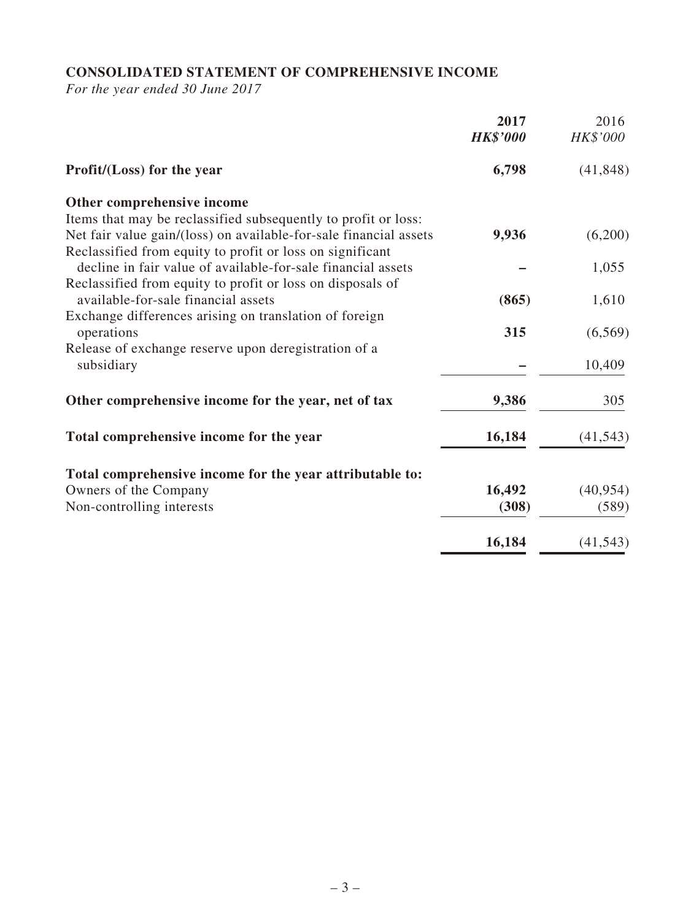## CONSOLIDATED STATEMENT OF COMPREHENSIVE INCOME

*For the year ended 30 June 2017*

| | **2017** | 2016 |
|---|---|---|
| | ***HK$'000*** | *HK$'000* |
| **Profit/(Loss) for the year** | **6,798** | (41,848) |
| **Other comprehensive income** | | |
| Items that may be reclassified subsequently to profit or loss: | | |
| Net fair value gain/(loss) on available-for-sale financial assets | **9,936** | (6,200) |
| Reclassified from equity to profit or loss on significant decline in fair value of available-for-sale financial assets | **–** | 1,055 |
| Reclassified from equity to profit or loss on disposals of available-for-sale financial assets | **(865)** | 1,610 |
| Exchange differences arising on translation of foreign operations | **315** | (6,569) |
| Release of exchange reserve upon deregistration of a subsidiary | **–** | 10,409 |
| **Other comprehensive income for the year, net of tax** | **9,386** | 305 |
| **Total comprehensive income for the year** | **16,184** | (41,543) |
| **Total comprehensive income for the year attributable to:** | | |
| Owners of the Company | **16,492** | (40,954) |
| Non-controlling interests | **(308)** | (589) |
| | **16,184** | (41,543) |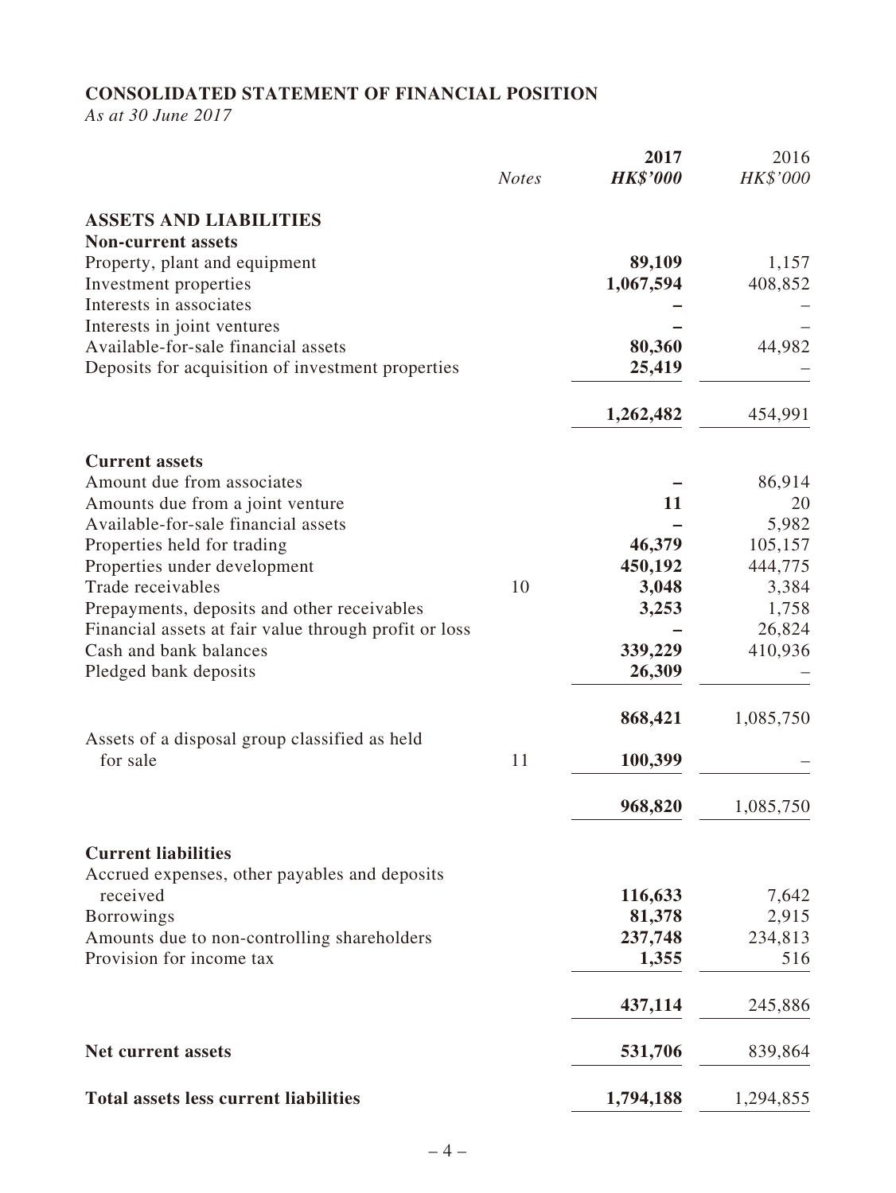**CONSOLIDATED STATEMENT OF FINANCIAL POSITION**

*As at 30 June 2017*

| | *Notes* | **2017** **HK$'000** | 2016 *HK$'000* |
|---|---|---|---|
| **ASSETS AND LIABILITIES** | | | |
| **Non-current assets** | | | |
| Property, plant and equipment | | **89,109** | 1,157 |
| Investment properties | | **1,067,594** | 408,852 |
| Interests in associates | | **–** | – |
| Interests in joint ventures | | **–** | – |
| Available-for-sale financial assets | | **80,360** | 44,982 |
| Deposits for acquisition of investment properties | | **25,419** | – |
| | | **1,262,482** | 454,991 |
| **Current assets** | | | |
| Amount due from associates | | **–** | 86,914 |
| Amounts due from a joint venture | | **11** | 20 |
| Available-for-sale financial assets | | **–** | 5,982 |
| Properties held for trading | | **46,379** | 105,157 |
| Properties under development | | **450,192** | 444,775 |
| Trade receivables | 10 | **3,048** | 3,384 |
| Prepayments, deposits and other receivables | | **3,253** | 1,758 |
| Financial assets at fair value through profit or loss | | **–** | 26,824 |
| Cash and bank balances | | **339,229** | 410,936 |
| Pledged bank deposits | | **26,309** | – |
| | | **868,421** | 1,085,750 |
| Assets of a disposal group classified as held for sale | 11 | **100,399** | – |
| | | **968,820** | 1,085,750 |
| **Current liabilities** | | | |
| Accrued expenses, other payables and deposits received | | **116,633** | 7,642 |
| Borrowings | | **81,378** | 2,915 |
| Amounts due to non-controlling shareholders | | **237,748** | 234,813 |
| Provision for income tax | | **1,355** | 516 |
| | | **437,114** | 245,886 |
| **Net current assets** | | **531,706** | 839,864 |
| **Total assets less current liabilities** | | **1,794,188** | 1,294,855 |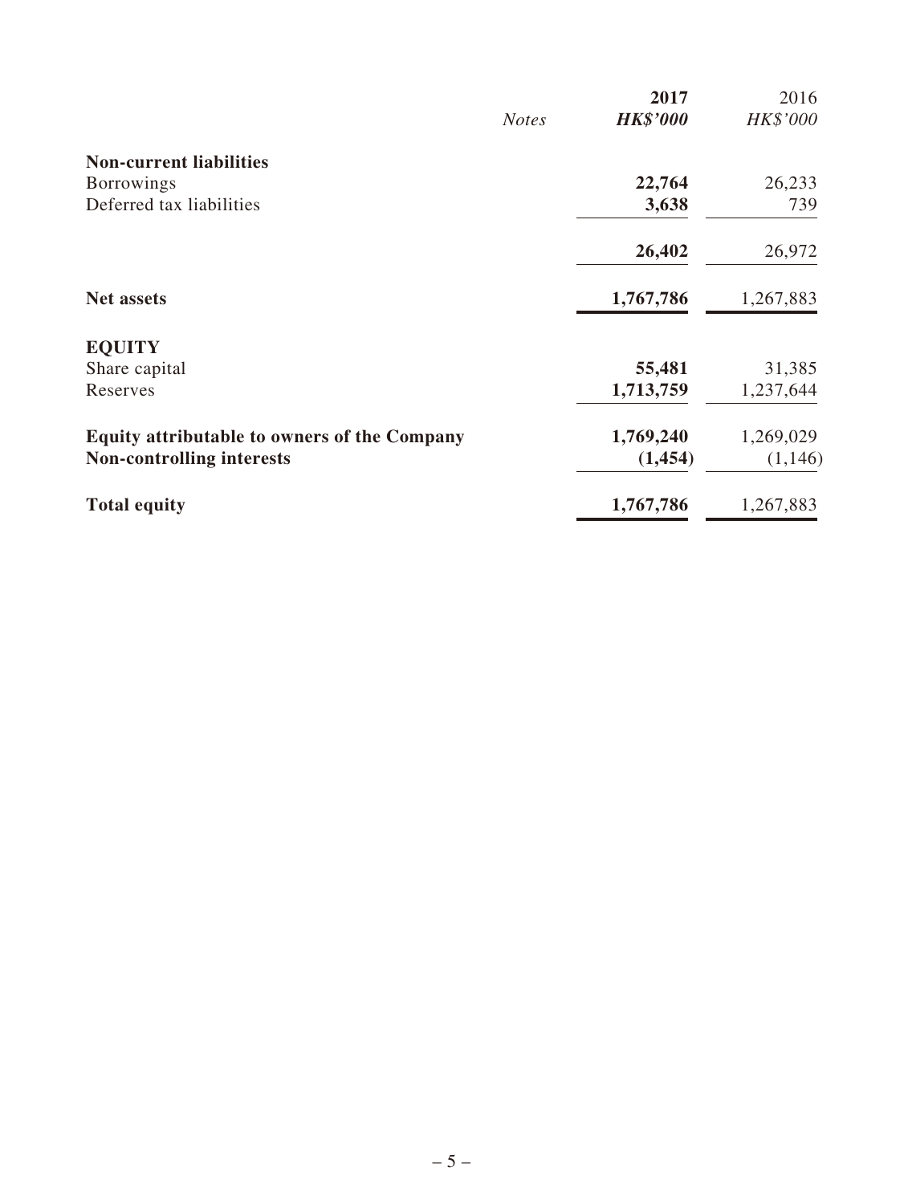| | Notes | 2017<br>HK$'000 | 2016<br>HK$'000 |
|---|---|---|---|
| **Non-current liabilities** | | | |
| Borrowings | | **22,764** | 26,233 |
| Deferred tax liabilities | | **3,638** | 739 |
| | | **26,402** | 26,972 |
| **Net assets** | | **1,767,786** | 1,267,883 |
| **EQUITY** | | | |
| Share capital | | **55,481** | 31,385 |
| Reserves | | **1,713,759** | 1,237,644 |
| **Equity attributable to owners of the Company** | | **1,769,240** | 1,269,029 |
| **Non-controlling interests** | | **(1,454)** | (1,146) |
| **Total equity** | | **1,767,786** | 1,267,883 |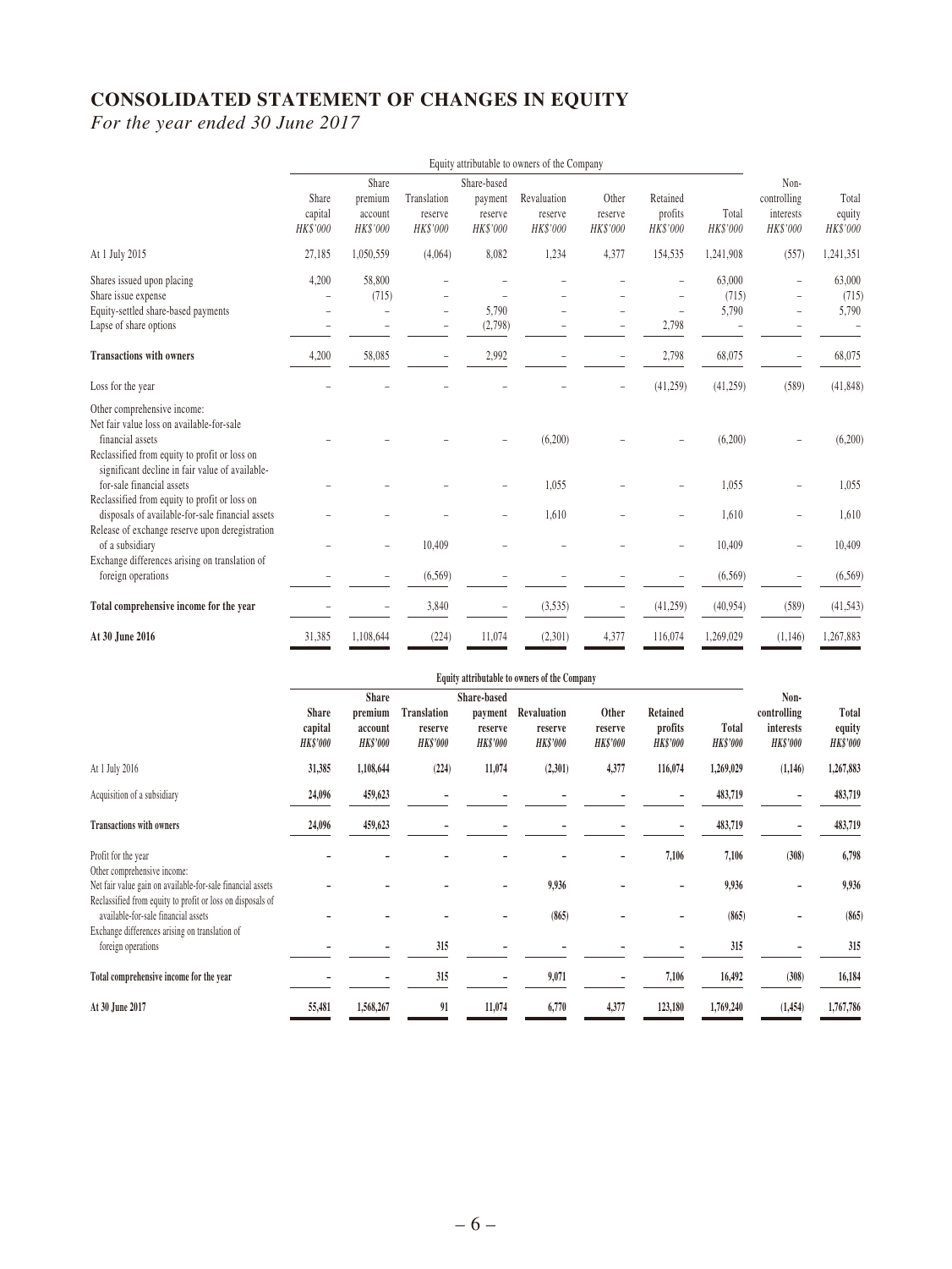# CONSOLIDATED STATEMENT OF CHANGES IN EQUITY

*For the year ended 30 June 2017*

| | Equity attributable to owners of the Company | | | | | | | | | |
|---|---|---|---|---|---|---|---|---|---|---|
| | Share capital *HK$'000* | Share premium account *HK$'000* | Translation reserve *HK$'000* | Share-based payment reserve *HK$'000* | Revaluation reserve *HK$'000* | Other reserve *HK$'000* | Retained profits *HK$'000* | Total *HK$'000* | Non-controlling interests *HK$'000* | Total equity *HK$'000* |
| At 1 July 2015 | 27,185 | 1,050,559 | (4,064) | 8,082 | 1,234 | 4,377 | 154,535 | 1,241,908 | (557) | 1,241,351 |
| Shares issued upon placing | 4,200 | 58,800 | – | – | – | – | – | 63,000 | – | 63,000 |
| Share issue expense | – | (715) | – | – | – | – | – | (715) | – | (715) |
| Equity-settled share-based payments | – | – | – | 5,790 | – | – | – | 5,790 | – | 5,790 |
| Lapse of share options | – | – | – | (2,798) | – | – | 2,798 | – | – | – |
| **Transactions with owners** | 4,200 | 58,085 | – | 2,992 | – | – | 2,798 | 68,075 | – | 68,075 |
| Loss for the year | – | – | – | – | – | – | (41,259) | (41,259) | (589) | (41,848) |
| Other comprehensive income: | | | | | | | | | | |
| Net fair value loss on available-for-sale financial assets | – | – | – | – | (6,200) | – | – | (6,200) | – | (6,200) |
| Reclassified from equity to profit or loss on significant decline in fair value of available-for-sale financial assets | – | – | – | – | 1,055 | – | – | 1,055 | – | 1,055 |
| Reclassified from equity to profit or loss on disposals of available-for-sale financial assets | – | – | – | – | 1,610 | – | – | 1,610 | – | 1,610 |
| Release of exchange reserve upon deregistration of a subsidiary | – | – | 10,409 | – | – | – | – | 10,409 | – | 10,409 |
| Exchange differences arising on translation of foreign operations | – | – | (6,569) | – | – | – | – | (6,569) | – | (6,569) |
| **Total comprehensive income for the year** | – | – | 3,840 | – | (3,535) | – | (41,259) | (40,954) | (589) | (41,543) |
| **At 30 June 2016** | 31,385 | 1,108,644 | (224) | 11,074 | (2,301) | 4,377 | 116,074 | 1,269,029 | (1,146) | 1,267,883 |

| | **Equity attributable to owners of the Company** | | | | | | | | | |
|---|---|---|---|---|---|---|---|---|---|---|
| | **Share capital** ***HK$'000*** | **Share premium account** ***HK$'000*** | **Translation reserve** ***HK$'000*** | **Share-based payment reserve** ***HK$'000*** | **Revaluation reserve** ***HK$'000*** | **Other reserve** ***HK$'000*** | **Retained profits** ***HK$'000*** | **Total** ***HK$'000*** | **Non-controlling interests** ***HK$'000*** | **Total equity** ***HK$'000*** |
| At 1 July 2016 | **31,385** | **1,108,644** | **(224)** | **11,074** | **(2,301)** | **4,377** | **116,074** | **1,269,029** | **(1,146)** | **1,267,883** |
| Acquisition of a subsidiary | **24,096** | **459,623** | **–** | **–** | **–** | **–** | **–** | **483,719** | **–** | **483,719** |
| **Transactions with owners** | **24,096** | **459,623** | **–** | **–** | **–** | **–** | **–** | **483,719** | **–** | **483,719** |
| Profit for the year | **–** | **–** | **–** | **–** | **–** | **–** | **7,106** | **7,106** | **(308)** | **6,798** |
| Other comprehensive income: | | | | | | | | | | |
| Net fair value gain on available-for-sale financial assets | **–** | **–** | **–** | **–** | **9,936** | **–** | **–** | **9,936** | **–** | **9,936** |
| Reclassified from equity to profit or loss on disposals of available-for-sale financial assets | **–** | **–** | **–** | **–** | **(865)** | **–** | **–** | **(865)** | **–** | **(865)** |
| Exchange differences arising on translation of foreign operations | **–** | **–** | **315** | **–** | **–** | **–** | **–** | **315** | **–** | **315** |
| **Total comprehensive income for the year** | **–** | **–** | **315** | **–** | **9,071** | **–** | **7,106** | **16,492** | **(308)** | **16,184** |
| **At 30 June 2017** | **55,481** | **1,568,267** | **91** | **11,074** | **6,770** | **4,377** | **123,180** | **1,769,240** | **(1,454)** | **1,767,786** |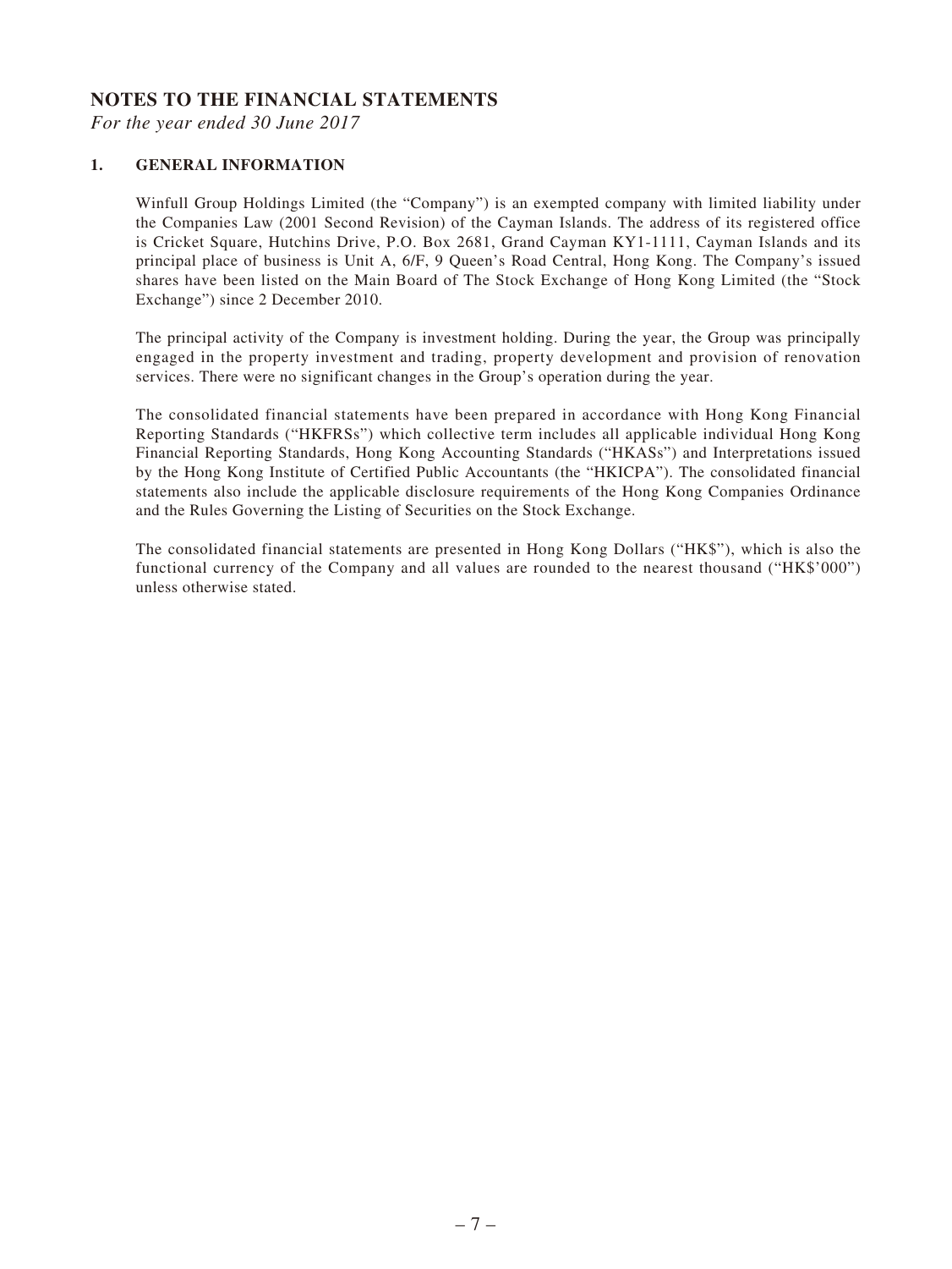# NOTES TO THE FINANCIAL STATEMENTS

*For the year ended 30 June 2017*

## 1. GENERAL INFORMATION

Winfull Group Holdings Limited (the "Company") is an exempted company with limited liability under the Companies Law (2001 Second Revision) of the Cayman Islands. The address of its registered office is Cricket Square, Hutchins Drive, P.O. Box 2681, Grand Cayman KY1-1111, Cayman Islands and its principal place of business is Unit A, 6/F, 9 Queen's Road Central, Hong Kong. The Company's issued shares have been listed on the Main Board of The Stock Exchange of Hong Kong Limited (the "Stock Exchange") since 2 December 2010.

The principal activity of the Company is investment holding. During the year, the Group was principally engaged in the property investment and trading, property development and provision of renovation services. There were no significant changes in the Group's operation during the year.

The consolidated financial statements have been prepared in accordance with Hong Kong Financial Reporting Standards ("HKFRSs") which collective term includes all applicable individual Hong Kong Financial Reporting Standards, Hong Kong Accounting Standards ("HKASs") and Interpretations issued by the Hong Kong Institute of Certified Public Accountants (the "HKICPA"). The consolidated financial statements also include the applicable disclosure requirements of the Hong Kong Companies Ordinance and the Rules Governing the Listing of Securities on the Stock Exchange.

The consolidated financial statements are presented in Hong Kong Dollars ("HK$"), which is also the functional currency of the Company and all values are rounded to the nearest thousand ("HK$'000") unless otherwise stated.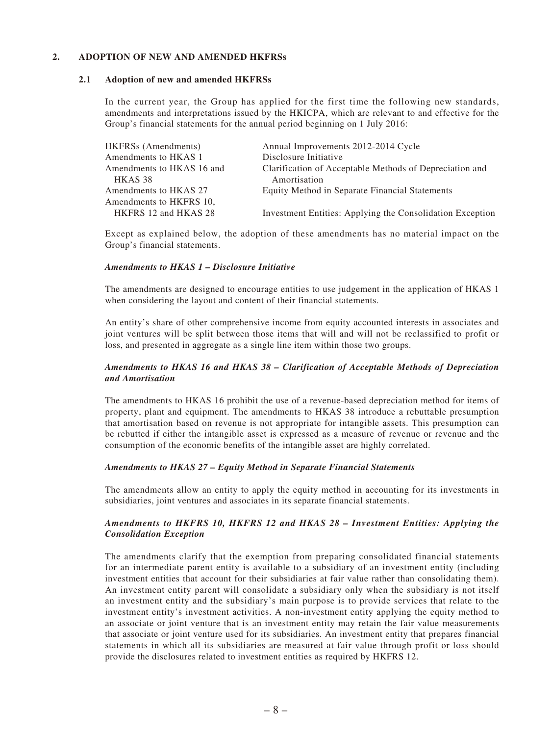## 2. ADOPTION OF NEW AND AMENDED HKFRSs

### 2.1 Adoption of new and amended HKFRSs

In the current year, the Group has applied for the first time the following new standards, amendments and interpretations issued by the HKICPA, which are relevant to and effective for the Group's financial statements for the annual period beginning on 1 July 2016:

| | |
|---|---|
| HKFRSs (Amendments) | Annual Improvements 2012-2014 Cycle |
| Amendments to HKAS 1 | Disclosure Initiative |
| Amendments to HKAS 16 and HKAS 38 | Clarification of Acceptable Methods of Depreciation and Amortisation |
| Amendments to HKAS 27 | Equity Method in Separate Financial Statements |
| Amendments to HKFRS 10, HKFRS 12 and HKAS 28 | Investment Entities: Applying the Consolidation Exception |

Except as explained below, the adoption of these amendments has no material impact on the Group's financial statements.

***Amendments to HKAS 1 – Disclosure Initiative***

The amendments are designed to encourage entities to use judgement in the application of HKAS 1 when considering the layout and content of their financial statements.

An entity's share of other comprehensive income from equity accounted interests in associates and joint ventures will be split between those items that will and will not be reclassified to profit or loss, and presented in aggregate as a single line item within those two groups.

***Amendments to HKAS 16 and HKAS 38 – Clarification of Acceptable Methods of Depreciation and Amortisation***

The amendments to HKAS 16 prohibit the use of a revenue-based depreciation method for items of property, plant and equipment. The amendments to HKAS 38 introduce a rebuttable presumption that amortisation based on revenue is not appropriate for intangible assets. This presumption can be rebutted if either the intangible asset is expressed as a measure of revenue or revenue and the consumption of the economic benefits of the intangible asset are highly correlated.

***Amendments to HKAS 27 – Equity Method in Separate Financial Statements***

The amendments allow an entity to apply the equity method in accounting for its investments in subsidiaries, joint ventures and associates in its separate financial statements.

***Amendments to HKFRS 10, HKFRS 12 and HKAS 28 – Investment Entities: Applying the Consolidation Exception***

The amendments clarify that the exemption from preparing consolidated financial statements for an intermediate parent entity is available to a subsidiary of an investment entity (including investment entities that account for their subsidiaries at fair value rather than consolidating them). An investment entity parent will consolidate a subsidiary only when the subsidiary is not itself an investment entity and the subsidiary's main purpose is to provide services that relate to the investment entity's investment activities. A non-investment entity applying the equity method to an associate or joint venture that is an investment entity may retain the fair value measurements that associate or joint venture used for its subsidiaries. An investment entity that prepares financial statements in which all its subsidiaries are measured at fair value through profit or loss should provide the disclosures related to investment entities as required by HKFRS 12.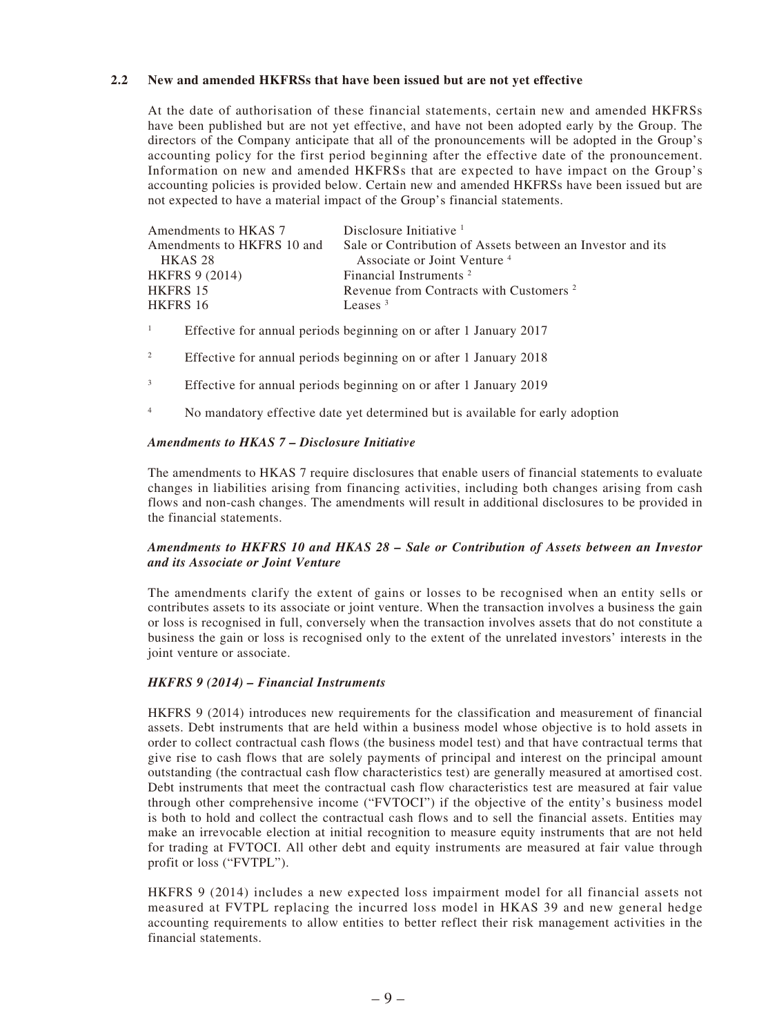## 2.2 New and amended HKFRSs that have been issued but are not yet effective

At the date of authorisation of these financial statements, certain new and amended HKFRSs have been published but are not yet effective, and have not been adopted early by the Group. The directors of the Company anticipate that all of the pronouncements will be adopted in the Group's accounting policy for the first period beginning after the effective date of the pronouncement. Information on new and amended HKFRSs that are expected to have impact on the Group's accounting policies is provided below. Certain new and amended HKFRSs have been issued but are not expected to have a material impact of the Group's financial statements.

| | |
|---|---|
| Amendments to HKAS 7 | Disclosure Initiative [1] |
| Amendments to HKFRS 10 and HKAS 28 | Sale or Contribution of Assets between an Investor and its Associate or Joint Venture [4] |
| HKFRS 9 (2014) | Financial Instruments [2] |
| HKFRS 15 | Revenue from Contracts with Customers [2] |
| HKFRS 16 | Leases [3] |

[1] Effective for annual periods beginning on or after 1 January 2017

[2] Effective for annual periods beginning on or after 1 January 2018

[3] Effective for annual periods beginning on or after 1 January 2019

[4] No mandatory effective date yet determined but is available for early adoption

### *Amendments to HKAS 7 – Disclosure Initiative*

The amendments to HKAS 7 require disclosures that enable users of financial statements to evaluate changes in liabilities arising from financing activities, including both changes arising from cash flows and non-cash changes. The amendments will result in additional disclosures to be provided in the financial statements.

### *Amendments to HKFRS 10 and HKAS 28 – Sale or Contribution of Assets between an Investor and its Associate or Joint Venture*

The amendments clarify the extent of gains or losses to be recognised when an entity sells or contributes assets to its associate or joint venture. When the transaction involves a business the gain or loss is recognised in full, conversely when the transaction involves assets that do not constitute a business the gain or loss is recognised only to the extent of the unrelated investors' interests in the joint venture or associate.

### *HKFRS 9 (2014) – Financial Instruments*

HKFRS 9 (2014) introduces new requirements for the classification and measurement of financial assets. Debt instruments that are held within a business model whose objective is to hold assets in order to collect contractual cash flows (the business model test) and that have contractual terms that give rise to cash flows that are solely payments of principal and interest on the principal amount outstanding (the contractual cash flow characteristics test) are generally measured at amortised cost. Debt instruments that meet the contractual cash flow characteristics test are measured at fair value through other comprehensive income ("FVTOCI") if the objective of the entity's business model is both to hold and collect the contractual cash flows and to sell the financial assets. Entities may make an irrevocable election at initial recognition to measure equity instruments that are not held for trading at FVTOCI. All other debt and equity instruments are measured at fair value through profit or loss ("FVTPL").

HKFRS 9 (2014) includes a new expected loss impairment model for all financial assets not measured at FVTPL replacing the incurred loss model in HKAS 39 and new general hedge accounting requirements to allow entities to better reflect their risk management activities in the financial statements.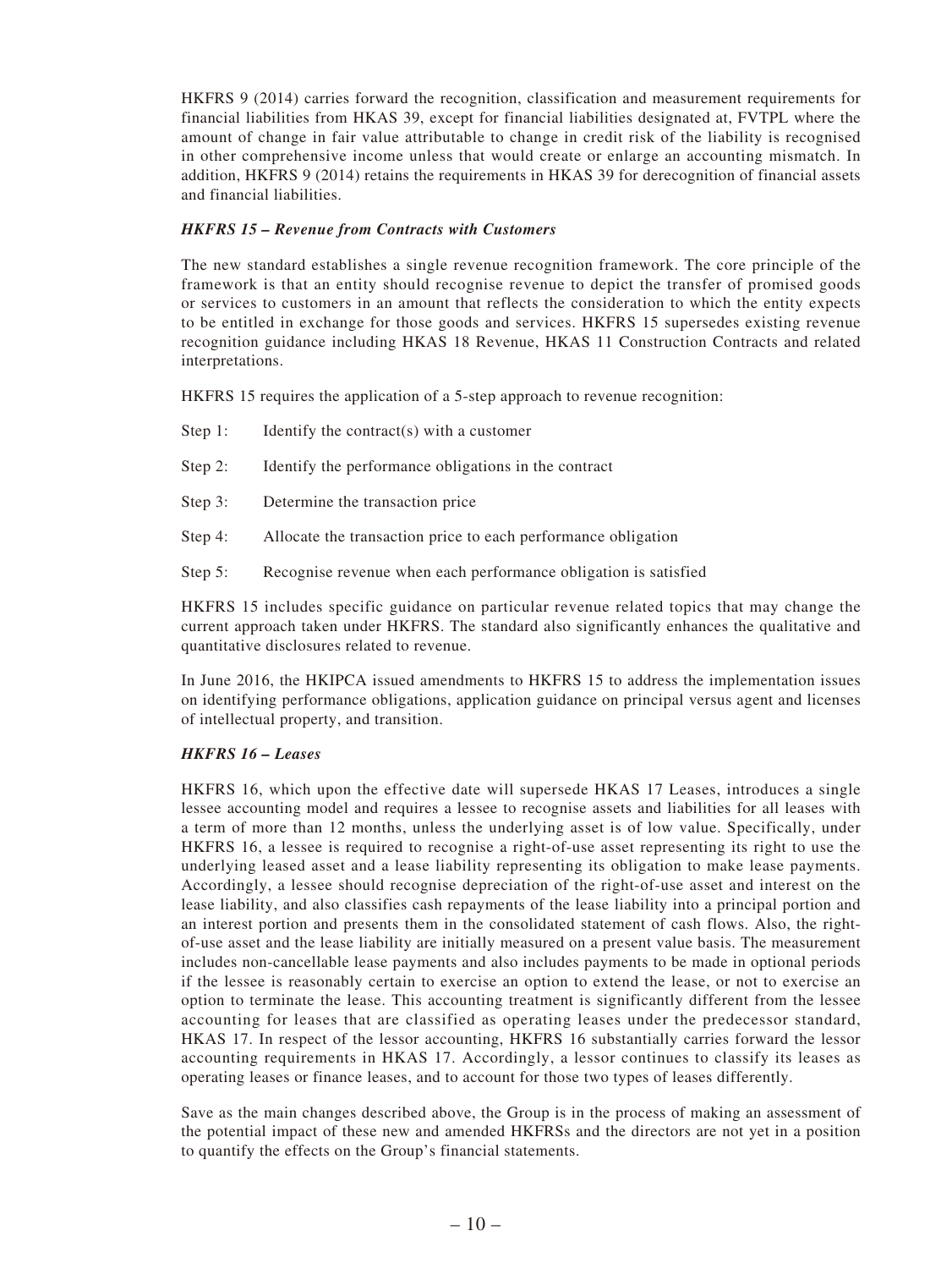HKFRS 9 (2014) carries forward the recognition, classification and measurement requirements for financial liabilities from HKAS 39, except for financial liabilities designated at, FVTPL where the amount of change in fair value attributable to change in credit risk of the liability is recognised in other comprehensive income unless that would create or enlarge an accounting mismatch. In addition, HKFRS 9 (2014) retains the requirements in HKAS 39 for derecognition of financial assets and financial liabilities.

***HKFRS 15 – Revenue from Contracts with Customers***

The new standard establishes a single revenue recognition framework. The core principle of the framework is that an entity should recognise revenue to depict the transfer of promised goods or services to customers in an amount that reflects the consideration to which the entity expects to be entitled in exchange for those goods and services. HKFRS 15 supersedes existing revenue recognition guidance including HKAS 18 Revenue, HKAS 11 Construction Contracts and related interpretations.

HKFRS 15 requires the application of a 5-step approach to revenue recognition:

Step 1: Identify the contract(s) with a customer

Step 2: Identify the performance obligations in the contract

Step 3: Determine the transaction price

Step 4: Allocate the transaction price to each performance obligation

Step 5: Recognise revenue when each performance obligation is satisfied

HKFRS 15 includes specific guidance on particular revenue related topics that may change the current approach taken under HKFRS. The standard also significantly enhances the qualitative and quantitative disclosures related to revenue.

In June 2016, the HKIPCA issued amendments to HKFRS 15 to address the implementation issues on identifying performance obligations, application guidance on principal versus agent and licenses of intellectual property, and transition.

***HKFRS 16 – Leases***

HKFRS 16, which upon the effective date will supersede HKAS 17 Leases, introduces a single lessee accounting model and requires a lessee to recognise assets and liabilities for all leases with a term of more than 12 months, unless the underlying asset is of low value. Specifically, under HKFRS 16, a lessee is required to recognise a right-of-use asset representing its right to use the underlying leased asset and a lease liability representing its obligation to make lease payments. Accordingly, a lessee should recognise depreciation of the right-of-use asset and interest on the lease liability, and also classifies cash repayments of the lease liability into a principal portion and an interest portion and presents them in the consolidated statement of cash flows. Also, the right-of-use asset and the lease liability are initially measured on a present value basis. The measurement includes non-cancellable lease payments and also includes payments to be made in optional periods if the lessee is reasonably certain to exercise an option to extend the lease, or not to exercise an option to terminate the lease. This accounting treatment is significantly different from the lessee accounting for leases that are classified as operating leases under the predecessor standard, HKAS 17. In respect of the lessor accounting, HKFRS 16 substantially carries forward the lessor accounting requirements in HKAS 17. Accordingly, a lessor continues to classify its leases as operating leases or finance leases, and to account for those two types of leases differently.

Save as the main changes described above, the Group is in the process of making an assessment of the potential impact of these new and amended HKFRSs and the directors are not yet in a position to quantify the effects on the Group's financial statements.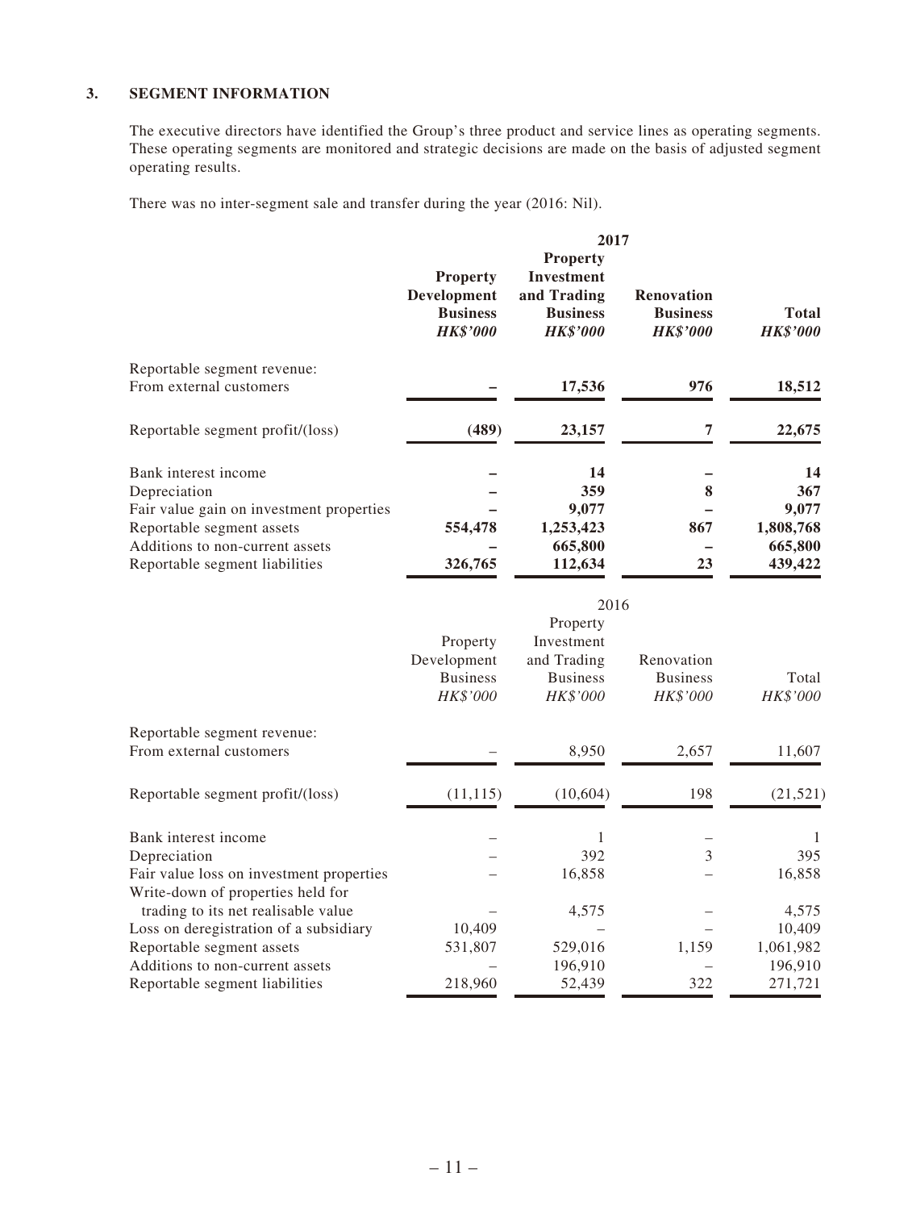## 3. SEGMENT INFORMATION

The executive directors have identified the Group's three product and service lines as operating segments. These operating segments are monitored and strategic decisions are made on the basis of adjusted segment operating results.

There was no inter-segment sale and transfer during the year (2016: Nil).

| | **2017** | | | |
|---|---|---|---|---|
| | **Property Development Business** | **Property Investment and Trading Business** | **Renovation Business** | **Total** |
| | ***HK$'000*** | ***HK$'000*** | ***HK$'000*** | ***HK$'000*** |
| Reportable segment revenue: | | | | |
| From external customers | **–** | **17,536** | **976** | **18,512** |
| Reportable segment profit/(loss) | **(489)** | **23,157** | **7** | **22,675** |
| Bank interest income | **–** | **14** | **–** | **14** |
| Depreciation | **–** | **359** | **8** | **367** |
| Fair value gain on investment properties | **–** | **9,077** | **–** | **9,077** |
| Reportable segment assets | **554,478** | **1,253,423** | **867** | **1,808,768** |
| Additions to non-current assets | **–** | **665,800** | **–** | **665,800** |
| Reportable segment liabilities | **326,765** | **112,634** | **23** | **439,422** |

| | 2016 | | | |
|---|---|---|---|---|
| | Property Development Business | Property Investment and Trading Business | Renovation Business | Total |
| | *HK$'000* | *HK$'000* | *HK$'000* | *HK$'000* |
| Reportable segment revenue: | | | | |
| From external customers | – | 8,950 | 2,657 | 11,607 |
| Reportable segment profit/(loss) | (11,115) | (10,604) | 198 | (21,521) |
| Bank interest income | – | 1 | – | 1 |
| Depreciation | – | 392 | 3 | 395 |
| Fair value loss on investment properties | – | 16,858 | – | 16,858 |
| Write-down of properties held for trading to its net realisable value | – | 4,575 | – | 4,575 |
| Loss on deregistration of a subsidiary | 10,409 | – | – | 10,409 |
| Reportable segment assets | 531,807 | 529,016 | 1,159 | 1,061,982 |
| Additions to non-current assets | – | 196,910 | – | 196,910 |
| Reportable segment liabilities | 218,960 | 52,439 | 322 | 271,721 |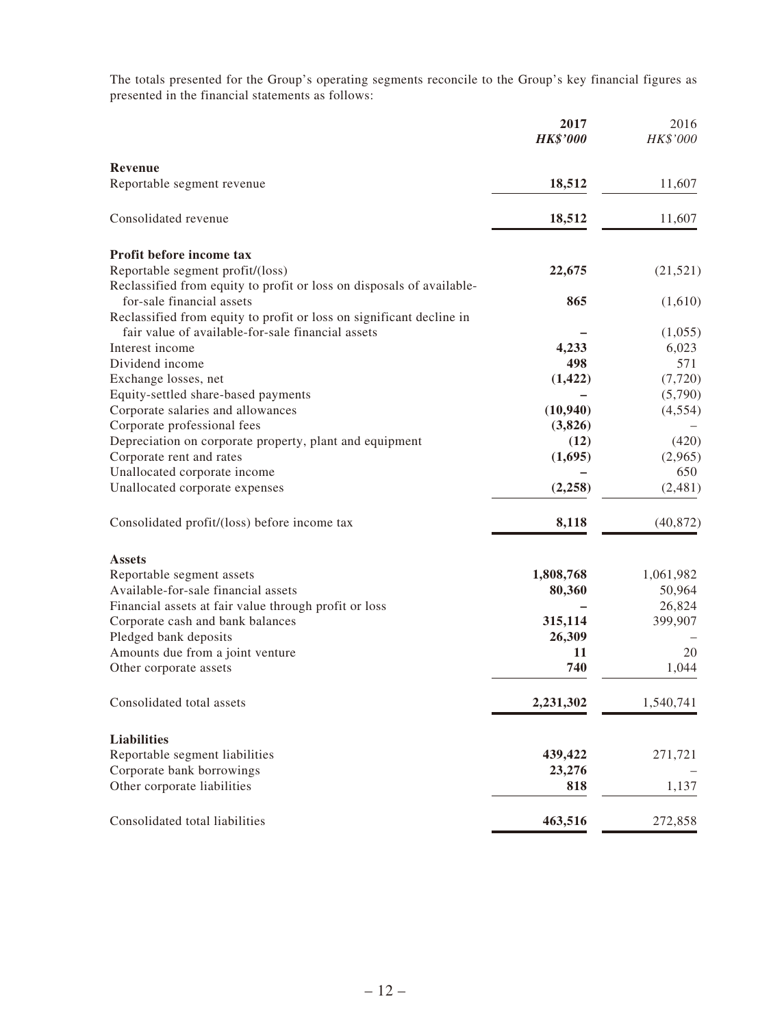The totals presented for the Group's operating segments reconcile to the Group's key financial figures as presented in the financial statements as follows:

| | 2017 HK$'000 | 2016 HK$'000 |
|---|---|---|
| **Revenue** | | |
| Reportable segment revenue | **18,512** | 11,607 |
| Consolidated revenue | **18,512** | 11,607 |
| **Profit before income tax** | | |
| Reportable segment profit/(loss) | **22,675** | (21,521) |
| Reclassified from equity to profit or loss on disposals of available-for-sale financial assets | **865** | (1,610) |
| Reclassified from equity to profit or loss on significant decline in fair value of available-for-sale financial assets | **–** | (1,055) |
| Interest income | **4,233** | 6,023 |
| Dividend income | **498** | 571 |
| Exchange losses, net | **(1,422)** | (7,720) |
| Equity-settled share-based payments | **–** | (5,790) |
| Corporate salaries and allowances | **(10,940)** | (4,554) |
| Corporate professional fees | **(3,826)** | – |
| Depreciation on corporate property, plant and equipment | **(12)** | (420) |
| Corporate rent and rates | **(1,695)** | (2,965) |
| Unallocated corporate income | **–** | 650 |
| Unallocated corporate expenses | **(2,258)** | (2,481) |
| Consolidated profit/(loss) before income tax | **8,118** | (40,872) |
| **Assets** | | |
| Reportable segment assets | **1,808,768** | 1,061,982 |
| Available-for-sale financial assets | **80,360** | 50,964 |
| Financial assets at fair value through profit or loss | **–** | 26,824 |
| Corporate cash and bank balances | **315,114** | 399,907 |
| Pledged bank deposits | **26,309** | – |
| Amounts due from a joint venture | **11** | 20 |
| Other corporate assets | **740** | 1,044 |
| Consolidated total assets | **2,231,302** | 1,540,741 |
| **Liabilities** | | |
| Reportable segment liabilities | **439,422** | 271,721 |
| Corporate bank borrowings | **23,276** | – |
| Other corporate liabilities | **818** | 1,137 |
| Consolidated total liabilities | **463,516** | 272,858 |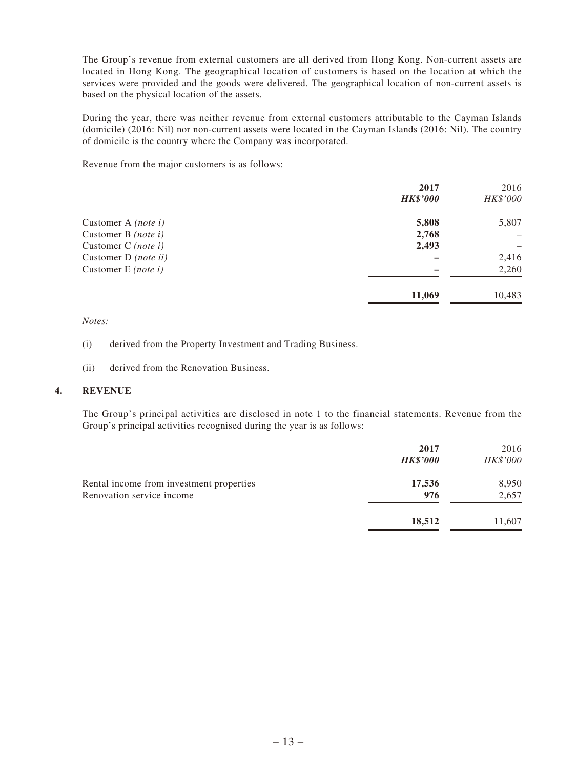The Group's revenue from external customers are all derived from Hong Kong. Non-current assets are located in Hong Kong. The geographical location of customers is based on the location at which the services were provided and the goods were delivered. The geographical location of non-current assets is based on the physical location of the assets.

During the year, there was neither revenue from external customers attributable to the Cayman Islands (domicile) (2016: Nil) nor non-current assets were located in the Cayman Islands (2016: Nil). The country of domicile is the country where the Company was incorporated.

Revenue from the major customers is as follows:

| | **2017** | 2016 |
|---|---|---|
| | ***HK$'000*** | *HK$'000* |
| Customer A *(note i)* | **5,808** | 5,807 |
| Customer B *(note i)* | **2,768** | – |
| Customer C *(note i)* | **2,493** | – |
| Customer D *(note ii)* | **–** | 2,416 |
| Customer E *(note i)* | **–** | 2,260 |
| | **11,069** | 10,483 |

*Notes:*

(i) derived from the Property Investment and Trading Business.

(ii) derived from the Renovation Business.

## 4. REVENUE

The Group's principal activities are disclosed in note 1 to the financial statements. Revenue from the Group's principal activities recognised during the year is as follows:

| | **2017** | 2016 |
|---|---|---|
| | ***HK$'000*** | *HK$'000* |
| Rental income from investment properties | **17,536** | 8,950 |
| Renovation service income | **976** | 2,657 |
| | **18,512** | 11,607 |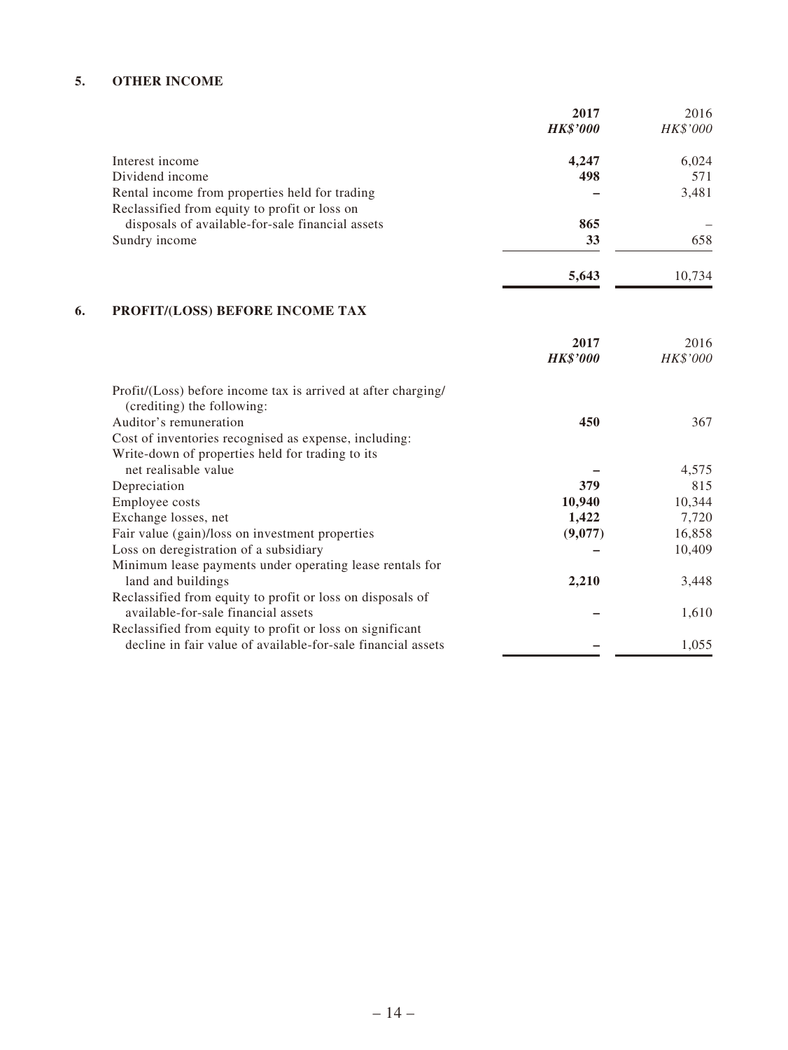## 5. OTHER INCOME

| | **2017** | 2016 |
|---|---|---|
| | ***HK$'000*** | *HK$'000* |
| Interest income | **4,247** | 6,024 |
| Dividend income | **498** | 571 |
| Rental income from properties held for trading | **–** | 3,481 |
| Reclassified from equity to profit or loss on disposals of available-for-sale financial assets | **865** | – |
| Sundry income | **33** | 658 |
| | **5,643** | 10,734 |

## 6. PROFIT/(LOSS) BEFORE INCOME TAX

| | **2017** | 2016 |
|---|---|---|
| | ***HK$'000*** | *HK$'000* |
| Profit/(Loss) before income tax is arrived at after charging/(crediting) the following: | | |
| Auditor's remuneration | **450** | 367 |
| Cost of inventories recognised as expense, including: | | |
| Write-down of properties held for trading to its net realisable value | **–** | 4,575 |
| Depreciation | **379** | 815 |
| Employee costs | **10,940** | 10,344 |
| Exchange losses, net | **1,422** | 7,720 |
| Fair value (gain)/loss on investment properties | **(9,077)** | 16,858 |
| Loss on deregistration of a subsidiary | **–** | 10,409 |
| Minimum lease payments under operating lease rentals for land and buildings | **2,210** | 3,448 |
| Reclassified from equity to profit or loss on disposals of available-for-sale financial assets | **–** | 1,610 |
| Reclassified from equity to profit or loss on significant decline in fair value of available-for-sale financial assets | **–** | 1,055 |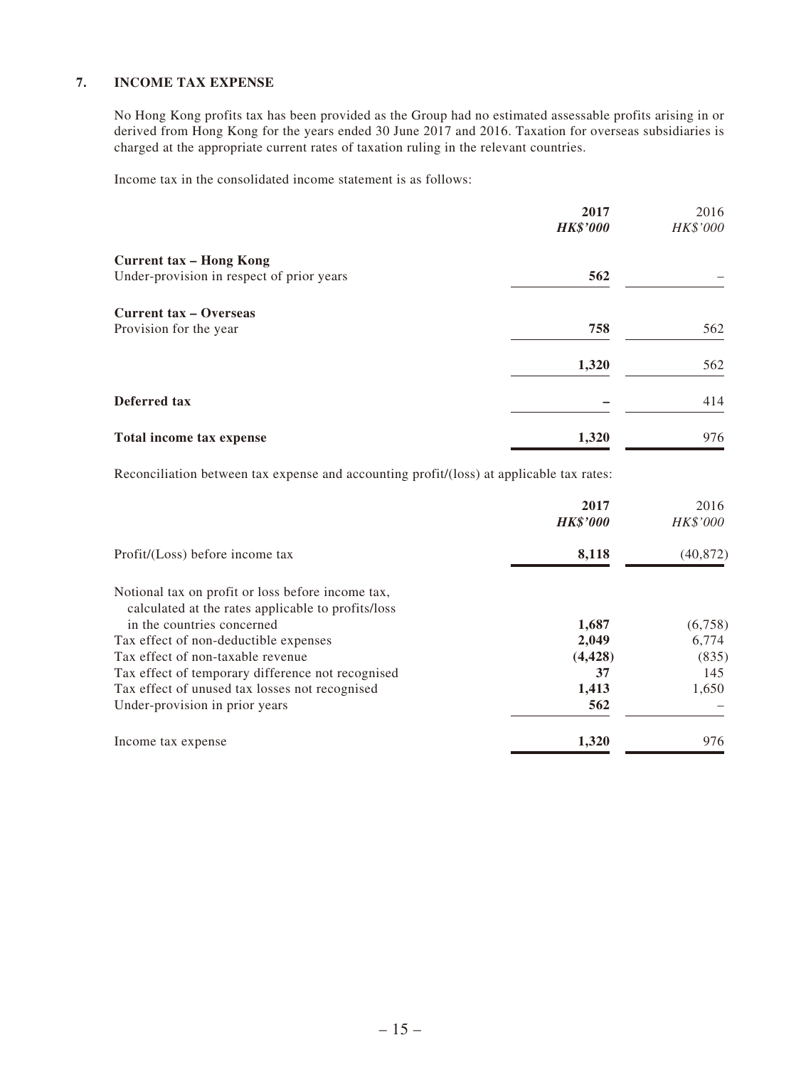## 7. INCOME TAX EXPENSE

No Hong Kong profits tax has been provided as the Group had no estimated assessable profits arising in or derived from Hong Kong for the years ended 30 June 2017 and 2016. Taxation for overseas subsidiaries is charged at the appropriate current rates of taxation ruling in the relevant countries.

Income tax in the consolidated income statement is as follows:

| | **2017** | 2016 |
|---|---|---|
| | ***HK$'000*** | *HK$'000* |
| **Current tax – Hong Kong** | | |
| Under-provision in respect of prior years | **562** | – |
| **Current tax – Overseas** | | |
| Provision for the year | **758** | 562 |
| | **1,320** | 562 |
| **Deferred tax** | **–** | 414 |
| **Total income tax expense** | **1,320** | 976 |

Reconciliation between tax expense and accounting profit/(loss) at applicable tax rates:

| | **2017** | 2016 |
|---|---|---|
| | ***HK$'000*** | *HK$'000* |
| Profit/(Loss) before income tax | **8,118** | (40,872) |
| Notional tax on profit or loss before income tax, calculated at the rates applicable to profits/loss in the countries concerned | **1,687** | (6,758) |
| Tax effect of non-deductible expenses | **2,049** | 6,774 |
| Tax effect of non-taxable revenue | **(4,428)** | (835) |
| Tax effect of temporary difference not recognised | **37** | 145 |
| Tax effect of unused tax losses not recognised | **1,413** | 1,650 |
| Under-provision in prior years | **562** | – |
| Income tax expense | **1,320** | 976 |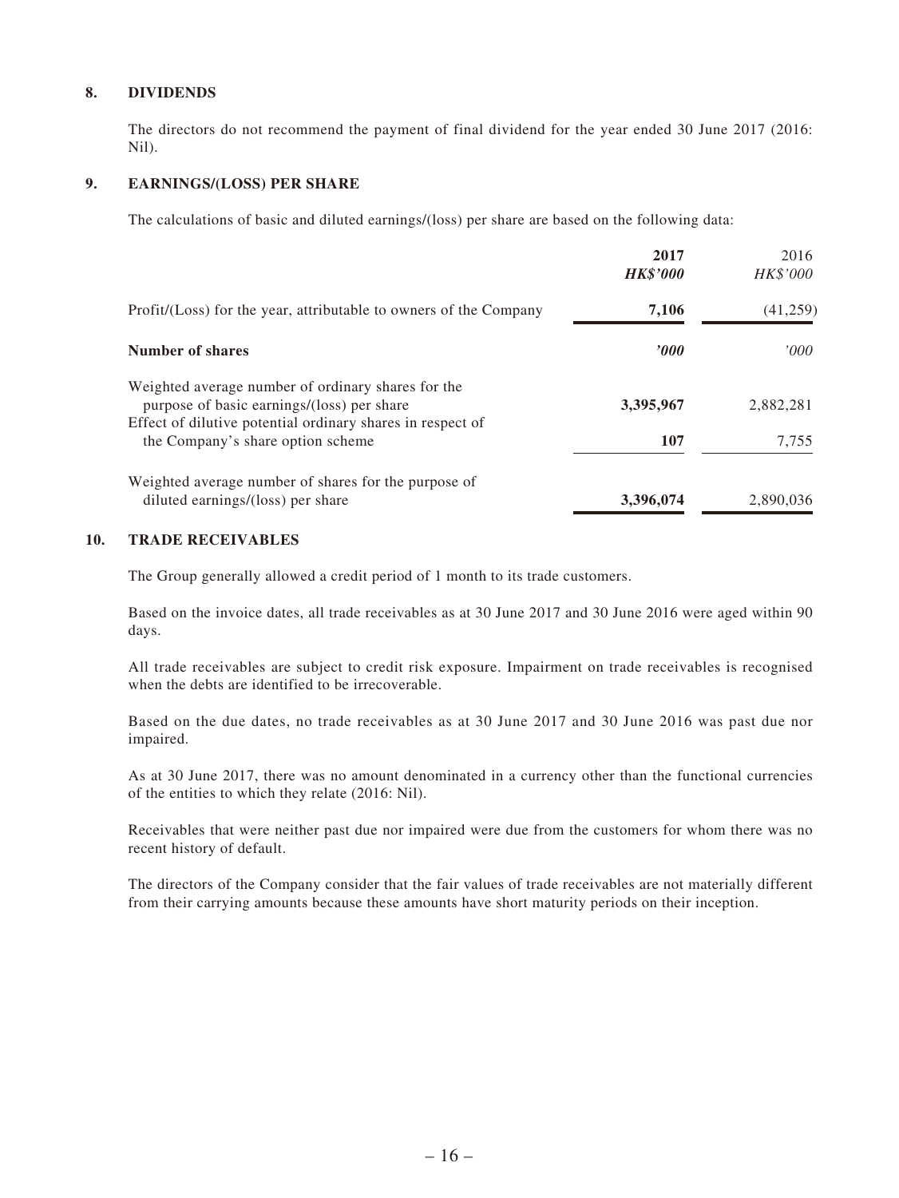## 8. DIVIDENDS

The directors do not recommend the payment of final dividend for the year ended 30 June 2017 (2016: Nil).

## 9. EARNINGS/(LOSS) PER SHARE

The calculations of basic and diluted earnings/(loss) per share are based on the following data:

| | **2017** | 2016 |
|---|---|---|
| | ***HK$'000*** | *HK$'000* |
| Profit/(Loss) for the year, attributable to owners of the Company | **7,106** | (41,259) |
| **Number of shares** | ***'000*** | *'000* |
| Weighted average number of ordinary shares for the purpose of basic earnings/(loss) per share | **3,395,967** | 2,882,281 |
| Effect of dilutive potential ordinary shares in respect of the Company's share option scheme | **107** | 7,755 |
| Weighted average number of shares for the purpose of diluted earnings/(loss) per share | **3,396,074** | 2,890,036 |

## 10. TRADE RECEIVABLES

The Group generally allowed a credit period of 1 month to its trade customers.

Based on the invoice dates, all trade receivables as at 30 June 2017 and 30 June 2016 were aged within 90 days.

All trade receivables are subject to credit risk exposure. Impairment on trade receivables is recognised when the debts are identified to be irrecoverable.

Based on the due dates, no trade receivables as at 30 June 2017 and 30 June 2016 was past due nor impaired.

As at 30 June 2017, there was no amount denominated in a currency other than the functional currencies of the entities to which they relate (2016: Nil).

Receivables that were neither past due nor impaired were due from the customers for whom there was no recent history of default.

The directors of the Company consider that the fair values of trade receivables are not materially different from their carrying amounts because these amounts have short maturity periods on their inception.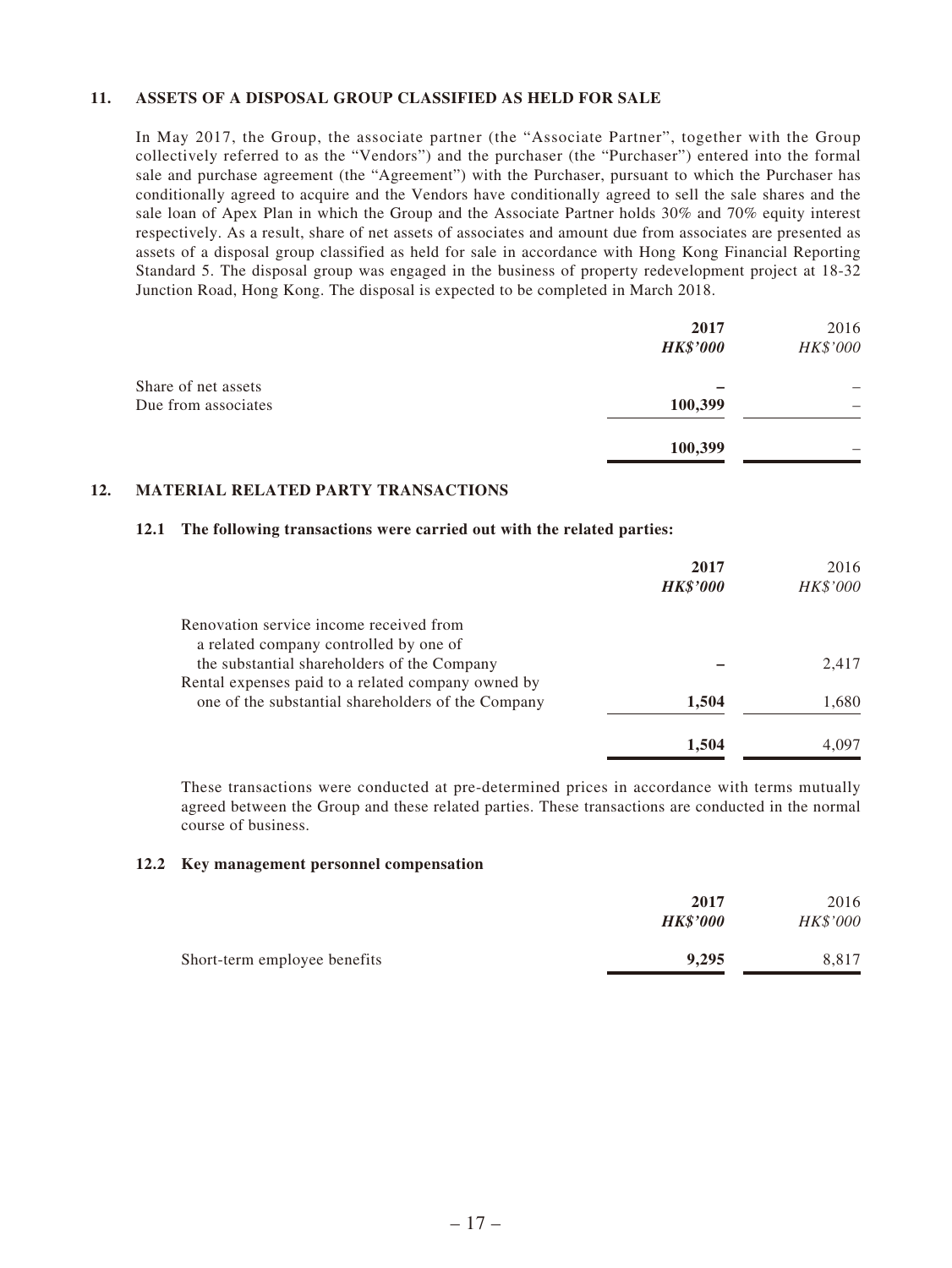## 11. ASSETS OF A DISPOSAL GROUP CLASSIFIED AS HELD FOR SALE

In May 2017, the Group, the associate partner (the "Associate Partner", together with the Group collectively referred to as the "Vendors") and the purchaser (the "Purchaser") entered into the formal sale and purchase agreement (the "Agreement") with the Purchaser, pursuant to which the Purchaser has conditionally agreed to acquire and the Vendors have conditionally agreed to sell the sale shares and the sale loan of Apex Plan in which the Group and the Associate Partner holds 30% and 70% equity interest respectively. As a result, share of net assets of associates and amount due from associates are presented as assets of a disposal group classified as held for sale in accordance with Hong Kong Financial Reporting Standard 5. The disposal group was engaged in the business of property redevelopment project at 18-32 Junction Road, Hong Kong. The disposal is expected to be completed in March 2018.

| | **2017** *HK$'000* | 2016 *HK$'000* |
|---|---|---|
| Share of net assets | **–** | – |
| Due from associates | **100,399** | – |
| | **100,399** | – |

## 12. MATERIAL RELATED PARTY TRANSACTIONS

### 12.1 The following transactions were carried out with the related parties:

| | **2017** *HK$'000* | 2016 *HK$'000* |
|---|---|---|
| Renovation service income received from a related company controlled by one of the substantial shareholders of the Company | **–** | 2,417 |
| Rental expenses paid to a related company owned by one of the substantial shareholders of the Company | **1,504** | 1,680 |
| | **1,504** | 4,097 |

These transactions were conducted at pre-determined prices in accordance with terms mutually agreed between the Group and these related parties. These transactions are conducted in the normal course of business.

### 12.2 Key management personnel compensation

| | **2017** *HK$'000* | 2016 *HK$'000* |
|---|---|---|
| Short-term employee benefits | **9,295** | 8,817 |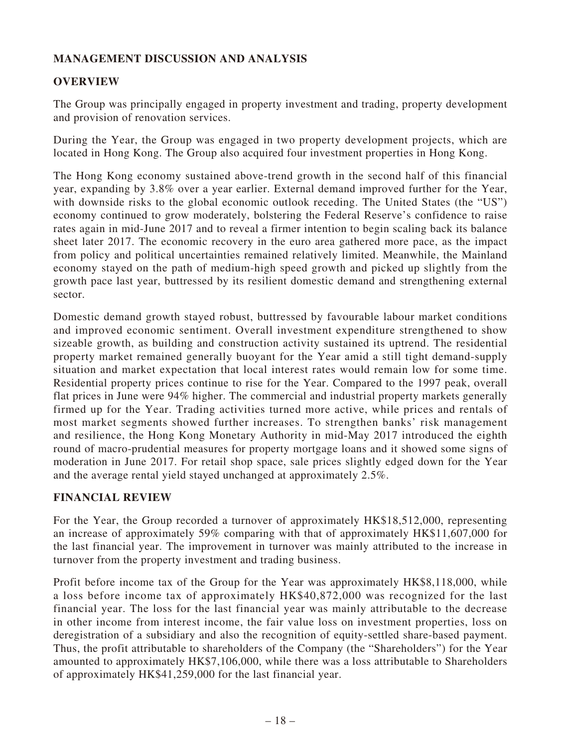## MANAGEMENT DISCUSSION AND ANALYSIS

## OVERVIEW

The Group was principally engaged in property investment and trading, property development and provision of renovation services.

During the Year, the Group was engaged in two property development projects, which are located in Hong Kong. The Group also acquired four investment properties in Hong Kong.

The Hong Kong economy sustained above-trend growth in the second half of this financial year, expanding by 3.8% over a year earlier. External demand improved further for the Year, with downside risks to the global economic outlook receding. The United States (the "US") economy continued to grow moderately, bolstering the Federal Reserve's confidence to raise rates again in mid-June 2017 and to reveal a firmer intention to begin scaling back its balance sheet later 2017. The economic recovery in the euro area gathered more pace, as the impact from policy and political uncertainties remained relatively limited. Meanwhile, the Mainland economy stayed on the path of medium-high speed growth and picked up slightly from the growth pace last year, buttressed by its resilient domestic demand and strengthening external sector.

Domestic demand growth stayed robust, buttressed by favourable labour market conditions and improved economic sentiment. Overall investment expenditure strengthened to show sizeable growth, as building and construction activity sustained its uptrend. The residential property market remained generally buoyant for the Year amid a still tight demand-supply situation and market expectation that local interest rates would remain low for some time. Residential property prices continue to rise for the Year. Compared to the 1997 peak, overall flat prices in June were 94% higher. The commercial and industrial property markets generally firmed up for the Year. Trading activities turned more active, while prices and rentals of most market segments showed further increases. To strengthen banks' risk management and resilience, the Hong Kong Monetary Authority in mid-May 2017 introduced the eighth round of macro-prudential measures for property mortgage loans and it showed some signs of moderation in June 2017. For retail shop space, sale prices slightly edged down for the Year and the average rental yield stayed unchanged at approximately 2.5%.

## FINANCIAL REVIEW

For the Year, the Group recorded a turnover of approximately HK$18,512,000, representing an increase of approximately 59% comparing with that of approximately HK$11,607,000 for the last financial year. The improvement in turnover was mainly attributed to the increase in turnover from the property investment and trading business.

Profit before income tax of the Group for the Year was approximately HK$8,118,000, while a loss before income tax of approximately HK$40,872,000 was recognized for the last financial year. The loss for the last financial year was mainly attributable to the decrease in other income from interest income, the fair value loss on investment properties, loss on deregistration of a subsidiary and also the recognition of equity-settled share-based payment. Thus, the profit attributable to shareholders of the Company (the "Shareholders") for the Year amounted to approximately HK$7,106,000, while there was a loss attributable to Shareholders of approximately HK$41,259,000 for the last financial year.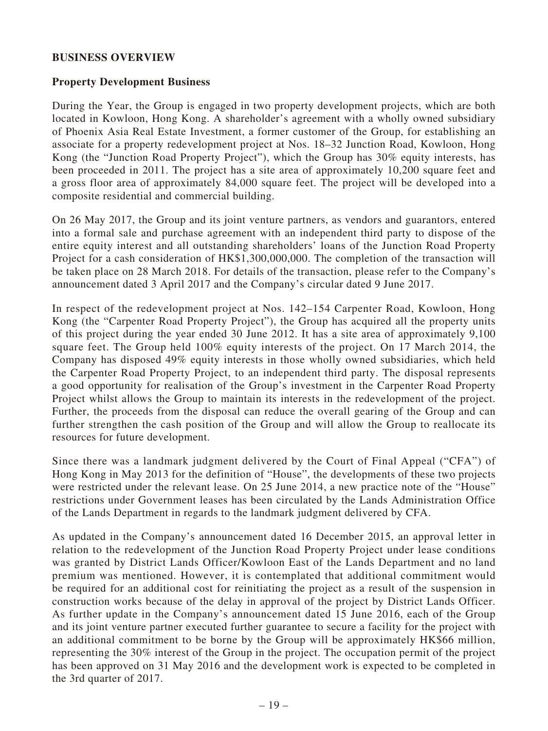## BUSINESS OVERVIEW

### Property Development Business

During the Year, the Group is engaged in two property development projects, which are both located in Kowloon, Hong Kong. A shareholder's agreement with a wholly owned subsidiary of Phoenix Asia Real Estate Investment, a former customer of the Group, for establishing an associate for a property redevelopment project at Nos. 18–32 Junction Road, Kowloon, Hong Kong (the "Junction Road Property Project"), which the Group has 30% equity interests, has been proceeded in 2011. The project has a site area of approximately 10,200 square feet and a gross floor area of approximately 84,000 square feet. The project will be developed into a composite residential and commercial building.

On 26 May 2017, the Group and its joint venture partners, as vendors and guarantors, entered into a formal sale and purchase agreement with an independent third party to dispose of the entire equity interest and all outstanding shareholders' loans of the Junction Road Property Project for a cash consideration of HK$1,300,000,000. The completion of the transaction will be taken place on 28 March 2018. For details of the transaction, please refer to the Company's announcement dated 3 April 2017 and the Company's circular dated 9 June 2017.

In respect of the redevelopment project at Nos. 142–154 Carpenter Road, Kowloon, Hong Kong (the "Carpenter Road Property Project"), the Group has acquired all the property units of this project during the year ended 30 June 2012. It has a site area of approximately 9,100 square feet. The Group held 100% equity interests of the project. On 17 March 2014, the Company has disposed 49% equity interests in those wholly owned subsidiaries, which held the Carpenter Road Property Project, to an independent third party. The disposal represents a good opportunity for realisation of the Group's investment in the Carpenter Road Property Project whilst allows the Group to maintain its interests in the redevelopment of the project. Further, the proceeds from the disposal can reduce the overall gearing of the Group and can further strengthen the cash position of the Group and will allow the Group to reallocate its resources for future development.

Since there was a landmark judgment delivered by the Court of Final Appeal ("CFA") of Hong Kong in May 2013 for the definition of "House", the developments of these two projects were restricted under the relevant lease. On 25 June 2014, a new practice note of the "House" restrictions under Government leases has been circulated by the Lands Administration Office of the Lands Department in regards to the landmark judgment delivered by CFA.

As updated in the Company's announcement dated 16 December 2015, an approval letter in relation to the redevelopment of the Junction Road Property Project under lease conditions was granted by District Lands Officer/Kowloon East of the Lands Department and no land premium was mentioned. However, it is contemplated that additional commitment would be required for an additional cost for reinitiating the project as a result of the suspension in construction works because of the delay in approval of the project by District Lands Officer. As further update in the Company's announcement dated 15 June 2016, each of the Group and its joint venture partner executed further guarantee to secure a facility for the project with an additional commitment to be borne by the Group will be approximately HK$66 million, representing the 30% interest of the Group in the project. The occupation permit of the project has been approved on 31 May 2016 and the development work is expected to be completed in the 3rd quarter of 2017.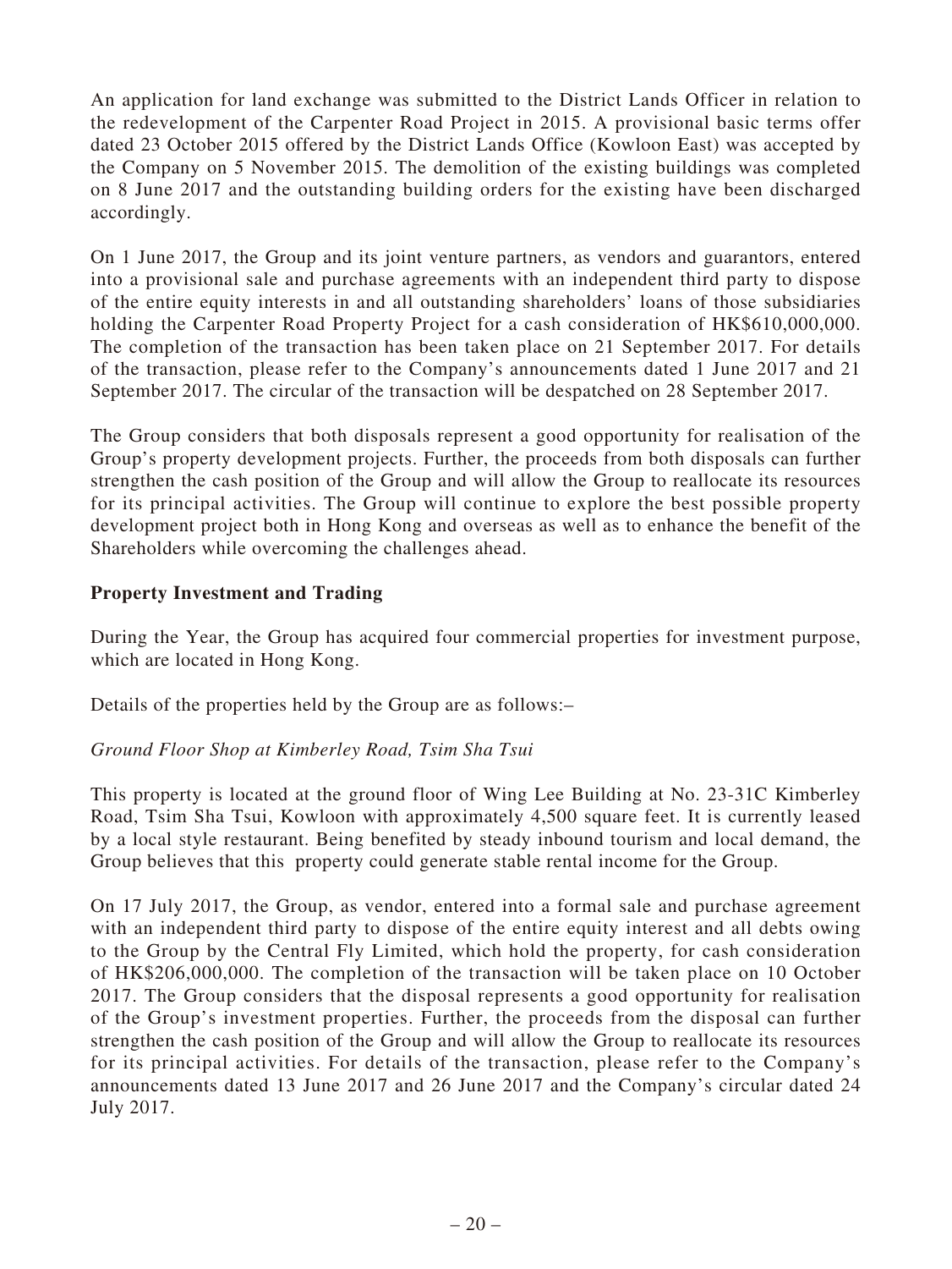An application for land exchange was submitted to the District Lands Officer in relation to the redevelopment of the Carpenter Road Project in 2015. A provisional basic terms offer dated 23 October 2015 offered by the District Lands Office (Kowloon East) was accepted by the Company on 5 November 2015. The demolition of the existing buildings was completed on 8 June 2017 and the outstanding building orders for the existing have been discharged accordingly.

On 1 June 2017, the Group and its joint venture partners, as vendors and guarantors, entered into a provisional sale and purchase agreements with an independent third party to dispose of the entire equity interests in and all outstanding shareholders' loans of those subsidiaries holding the Carpenter Road Property Project for a cash consideration of HK$610,000,000. The completion of the transaction has been taken place on 21 September 2017. For details of the transaction, please refer to the Company's announcements dated 1 June 2017 and 21 September 2017. The circular of the transaction will be despatched on 28 September 2017.

The Group considers that both disposals represent a good opportunity for realisation of the Group's property development projects. Further, the proceeds from both disposals can further strengthen the cash position of the Group and will allow the Group to reallocate its resources for its principal activities. The Group will continue to explore the best possible property development project both in Hong Kong and overseas as well as to enhance the benefit of the Shareholders while overcoming the challenges ahead.

**Property Investment and Trading**

During the Year, the Group has acquired four commercial properties for investment purpose, which are located in Hong Kong.

Details of the properties held by the Group are as follows:–

*Ground Floor Shop at Kimberley Road, Tsim Sha Tsui*

This property is located at the ground floor of Wing Lee Building at No. 23-31C Kimberley Road, Tsim Sha Tsui, Kowloon with approximately 4,500 square feet. It is currently leased by a local style restaurant. Being benefited by steady inbound tourism and local demand, the Group believes that this property could generate stable rental income for the Group.

On 17 July 2017, the Group, as vendor, entered into a formal sale and purchase agreement with an independent third party to dispose of the entire equity interest and all debts owing to the Group by the Central Fly Limited, which hold the property, for cash consideration of HK$206,000,000. The completion of the transaction will be taken place on 10 October 2017. The Group considers that the disposal represents a good opportunity for realisation of the Group's investment properties. Further, the proceeds from the disposal can further strengthen the cash position of the Group and will allow the Group to reallocate its resources for its principal activities. For details of the transaction, please refer to the Company's announcements dated 13 June 2017 and 26 June 2017 and the Company's circular dated 24 July 2017.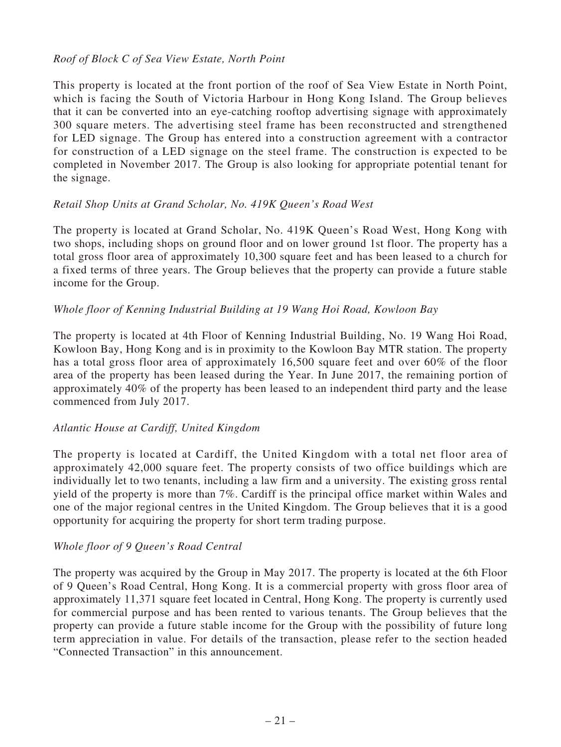*Roof of Block C of Sea View Estate, North Point*

This property is located at the front portion of the roof of Sea View Estate in North Point, which is facing the South of Victoria Harbour in Hong Kong Island. The Group believes that it can be converted into an eye-catching rooftop advertising signage with approximately 300 square meters. The advertising steel frame has been reconstructed and strengthened for LED signage. The Group has entered into a construction agreement with a contractor for construction of a LED signage on the steel frame. The construction is expected to be completed in November 2017. The Group is also looking for appropriate potential tenant for the signage.

*Retail Shop Units at Grand Scholar, No. 419K Queen's Road West*

The property is located at Grand Scholar, No. 419K Queen's Road West, Hong Kong with two shops, including shops on ground floor and on lower ground 1st floor. The property has a total gross floor area of approximately 10,300 square feet and has been leased to a church for a fixed terms of three years. The Group believes that the property can provide a future stable income for the Group.

*Whole floor of Kenning Industrial Building at 19 Wang Hoi Road, Kowloon Bay*

The property is located at 4th Floor of Kenning Industrial Building, No. 19 Wang Hoi Road, Kowloon Bay, Hong Kong and is in proximity to the Kowloon Bay MTR station. The property has a total gross floor area of approximately 16,500 square feet and over 60% of the floor area of the property has been leased during the Year. In June 2017, the remaining portion of approximately 40% of the property has been leased to an independent third party and the lease commenced from July 2017.

*Atlantic House at Cardiff, United Kingdom*

The property is located at Cardiff, the United Kingdom with a total net floor area of approximately 42,000 square feet. The property consists of two office buildings which are individually let to two tenants, including a law firm and a university. The existing gross rental yield of the property is more than 7%. Cardiff is the principal office market within Wales and one of the major regional centres in the United Kingdom. The Group believes that it is a good opportunity for acquiring the property for short term trading purpose.

*Whole floor of 9 Queen's Road Central*

The property was acquired by the Group in May 2017. The property is located at the 6th Floor of 9 Queen's Road Central, Hong Kong. It is a commercial property with gross floor area of approximately 11,371 square feet located in Central, Hong Kong. The property is currently used for commercial purpose and has been rented to various tenants. The Group believes that the property can provide a future stable income for the Group with the possibility of future long term appreciation in value. For details of the transaction, please refer to the section headed "Connected Transaction" in this announcement.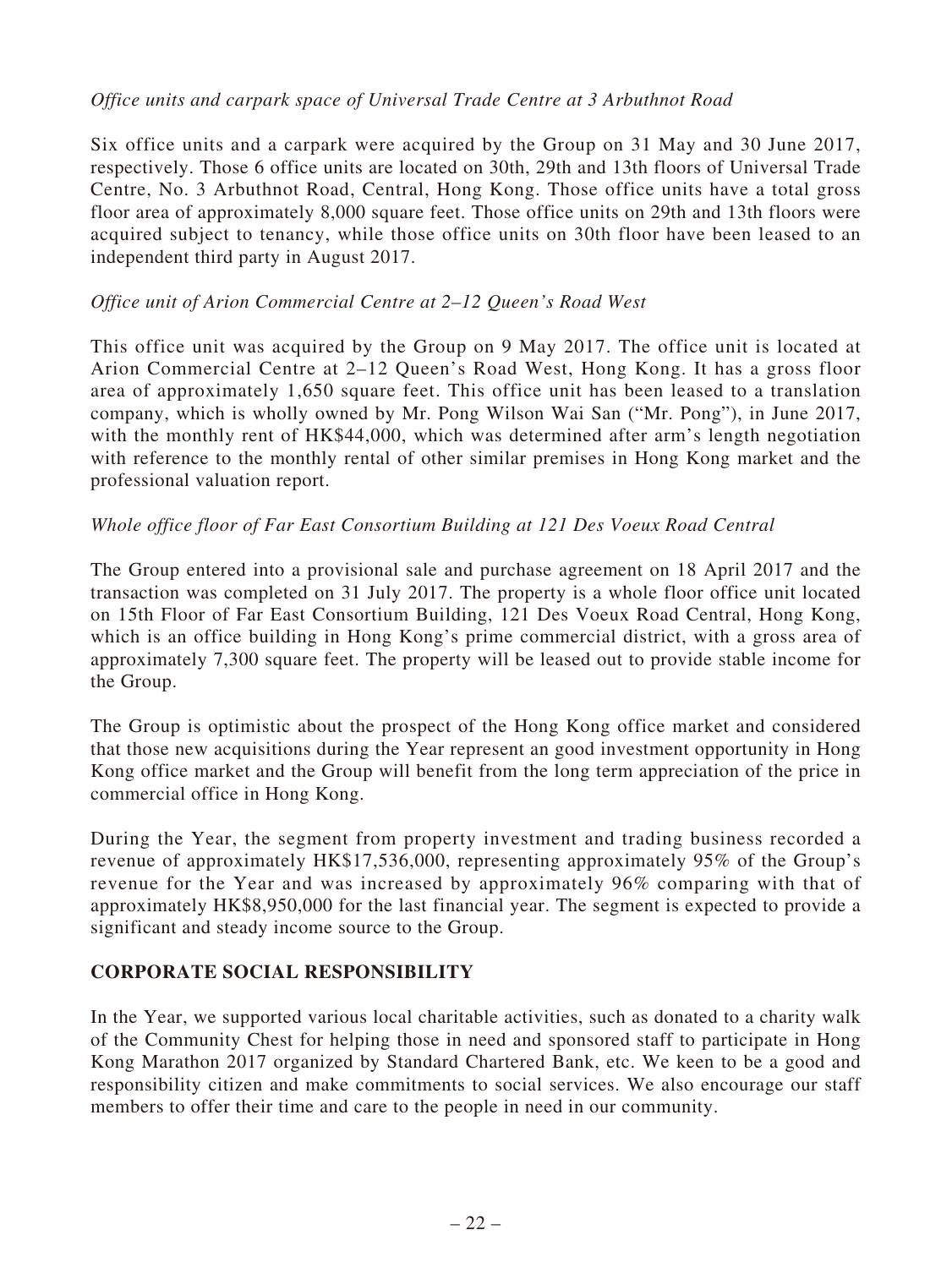*Office units and carpark space of Universal Trade Centre at 3 Arbuthnot Road*

Six office units and a carpark were acquired by the Group on 31 May and 30 June 2017, respectively. Those 6 office units are located on 30th, 29th and 13th floors of Universal Trade Centre, No. 3 Arbuthnot Road, Central, Hong Kong. Those office units have a total gross floor area of approximately 8,000 square feet. Those office units on 29th and 13th floors were acquired subject to tenancy, while those office units on 30th floor have been leased to an independent third party in August 2017.

*Office unit of Arion Commercial Centre at 2–12 Queen's Road West*

This office unit was acquired by the Group on 9 May 2017. The office unit is located at Arion Commercial Centre at 2–12 Queen's Road West, Hong Kong. It has a gross floor area of approximately 1,650 square feet. This office unit has been leased to a translation company, which is wholly owned by Mr. Pong Wilson Wai San ("Mr. Pong"), in June 2017, with the monthly rent of HK$44,000, which was determined after arm's length negotiation with reference to the monthly rental of other similar premises in Hong Kong market and the professional valuation report.

*Whole office floor of Far East Consortium Building at 121 Des Voeux Road Central*

The Group entered into a provisional sale and purchase agreement on 18 April 2017 and the transaction was completed on 31 July 2017. The property is a whole floor office unit located on 15th Floor of Far East Consortium Building, 121 Des Voeux Road Central, Hong Kong, which is an office building in Hong Kong's prime commercial district, with a gross area of approximately 7,300 square feet. The property will be leased out to provide stable income for the Group.

The Group is optimistic about the prospect of the Hong Kong office market and considered that those new acquisitions during the Year represent an good investment opportunity in Hong Kong office market and the Group will benefit from the long term appreciation of the price in commercial office in Hong Kong.

During the Year, the segment from property investment and trading business recorded a revenue of approximately HK$17,536,000, representing approximately 95% of the Group's revenue for the Year and was increased by approximately 96% comparing with that of approximately HK$8,950,000 for the last financial year. The segment is expected to provide a significant and steady income source to the Group.

## CORPORATE SOCIAL RESPONSIBILITY

In the Year, we supported various local charitable activities, such as donated to a charity walk of the Community Chest for helping those in need and sponsored staff to participate in Hong Kong Marathon 2017 organized by Standard Chartered Bank, etc. We keen to be a good and responsibility citizen and make commitments to social services. We also encourage our staff members to offer their time and care to the people in need in our community.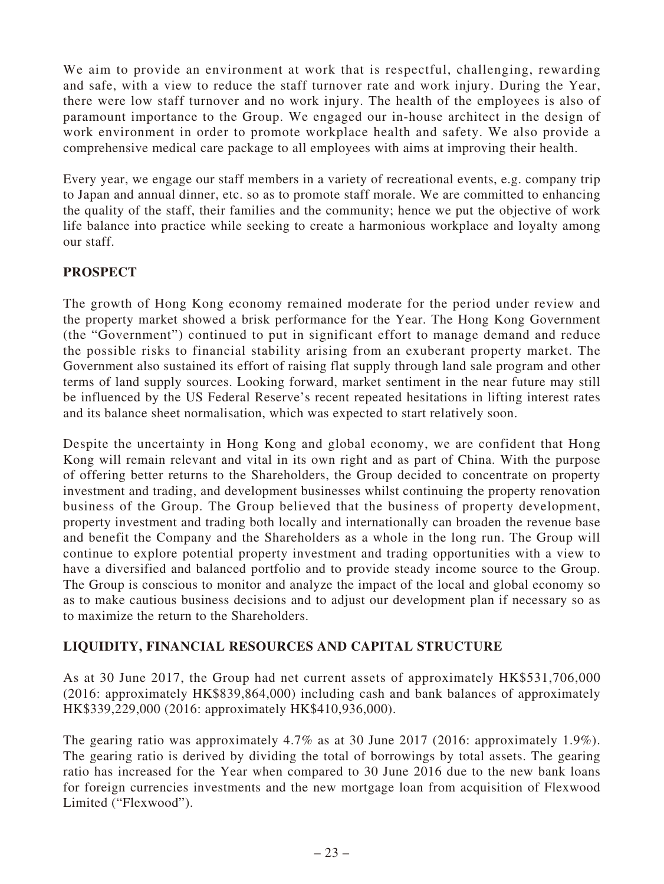We aim to provide an environment at work that is respectful, challenging, rewarding and safe, with a view to reduce the staff turnover rate and work injury. During the Year, there were low staff turnover and no work injury. The health of the employees is also of paramount importance to the Group. We engaged our in-house architect in the design of work environment in order to promote workplace health and safety. We also provide a comprehensive medical care package to all employees with aims at improving their health.

Every year, we engage our staff members in a variety of recreational events, e.g. company trip to Japan and annual dinner, etc. so as to promote staff morale. We are committed to enhancing the quality of the staff, their families and the community; hence we put the objective of work life balance into practice while seeking to create a harmonious workplace and loyalty among our staff.

## PROSPECT

The growth of Hong Kong economy remained moderate for the period under review and the property market showed a brisk performance for the Year. The Hong Kong Government (the "Government") continued to put in significant effort to manage demand and reduce the possible risks to financial stability arising from an exuberant property market. The Government also sustained its effort of raising flat supply through land sale program and other terms of land supply sources. Looking forward, market sentiment in the near future may still be influenced by the US Federal Reserve's recent repeated hesitations in lifting interest rates and its balance sheet normalisation, which was expected to start relatively soon.

Despite the uncertainty in Hong Kong and global economy, we are confident that Hong Kong will remain relevant and vital in its own right and as part of China. With the purpose of offering better returns to the Shareholders, the Group decided to concentrate on property investment and trading, and development businesses whilst continuing the property renovation business of the Group. The Group believed that the business of property development, property investment and trading both locally and internationally can broaden the revenue base and benefit the Company and the Shareholders as a whole in the long run. The Group will continue to explore potential property investment and trading opportunities with a view to have a diversified and balanced portfolio and to provide steady income source to the Group. The Group is conscious to monitor and analyze the impact of the local and global economy so as to make cautious business decisions and to adjust our development plan if necessary so as to maximize the return to the Shareholders.

## LIQUIDITY, FINANCIAL RESOURCES AND CAPITAL STRUCTURE

As at 30 June 2017, the Group had net current assets of approximately HK$531,706,000 (2016: approximately HK$839,864,000) including cash and bank balances of approximately HK$339,229,000 (2016: approximately HK$410,936,000).

The gearing ratio was approximately 4.7% as at 30 June 2017 (2016: approximately 1.9%). The gearing ratio is derived by dividing the total of borrowings by total assets. The gearing ratio has increased for the Year when compared to 30 June 2016 due to the new bank loans for foreign currencies investments and the new mortgage loan from acquisition of Flexwood Limited ("Flexwood").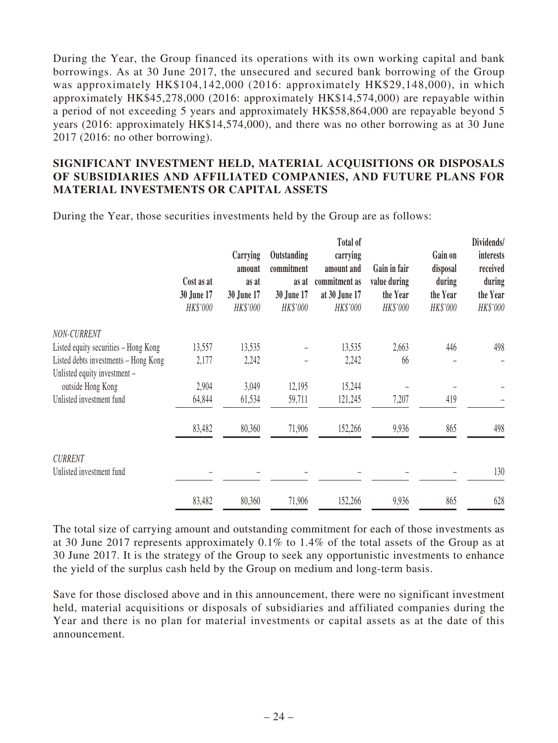During the Year, the Group financed its operations with its own working capital and bank borrowings. As at 30 June 2017, the unsecured and secured bank borrowing of the Group was approximately HK$104,142,000 (2016: approximately HK$29,148,000), in which approximately HK$45,278,000 (2016: approximately HK$14,574,000) are repayable within a period of not exceeding 5 years and approximately HK$58,864,000 are repayable beyond 5 years (2016: approximately HK$14,574,000), and there was no other borrowing as at 30 June 2017 (2016: no other borrowing).

## SIGNIFICANT INVESTMENT HELD, MATERIAL ACQUISITIONS OR DISPOSALS OF SUBSIDIARIES AND AFFILIATED COMPANIES, AND FUTURE PLANS FOR MATERIAL INVESTMENTS OR CAPITAL ASSETS

During the Year, those securities investments held by the Group are as follows:

| | Cost as at 30 June 17 *HK$'000* | Carrying amount as at 30 June 17 *HK$'000* | Outstanding commitment as at 30 June 17 *HK$'000* | Total of carrying amount and commitment as at 30 June 17 *HK$'000* | Gain in fair value during the Year *HK$'000* | Gain on disposal during the Year *HK$'000* | Dividends/ interests received during the Year *HK$'000* |
|---|---|---|---|---|---|---|---|
| *NON-CURRENT* | | | | | | | |
| Listed equity securities – Hong Kong | 13,557 | 13,535 | – | 13,535 | 2,663 | 446 | 498 |
| Listed debts investments – Hong Kong | 2,177 | 2,242 | – | 2,242 | 66 | – | – |
| Unlisted equity investment – outside Hong Kong | 2,904 | 3,049 | 12,195 | 15,244 | – | – | – |
| Unlisted investment fund | 64,844 | 61,534 | 59,711 | 121,245 | 7,207 | 419 | – |
| | 83,482 | 80,360 | 71,906 | 152,266 | 9,936 | 865 | 498 |
| *CURRENT* | | | | | | | |
| Unlisted investment fund | – | – | – | – | – | – | 130 |
| | 83,482 | 80,360 | 71,906 | 152,266 | 9,936 | 865 | 628 |

The total size of carrying amount and outstanding commitment for each of those investments as at 30 June 2017 represents approximately 0.1% to 1.4% of the total assets of the Group as at 30 June 2017. It is the strategy of the Group to seek any opportunistic investments to enhance the yield of the surplus cash held by the Group on medium and long-term basis.

Save for those disclosed above and in this announcement, there were no significant investment held, material acquisitions or disposals of subsidiaries and affiliated companies during the Year and there is no plan for material investments or capital assets as at the date of this announcement.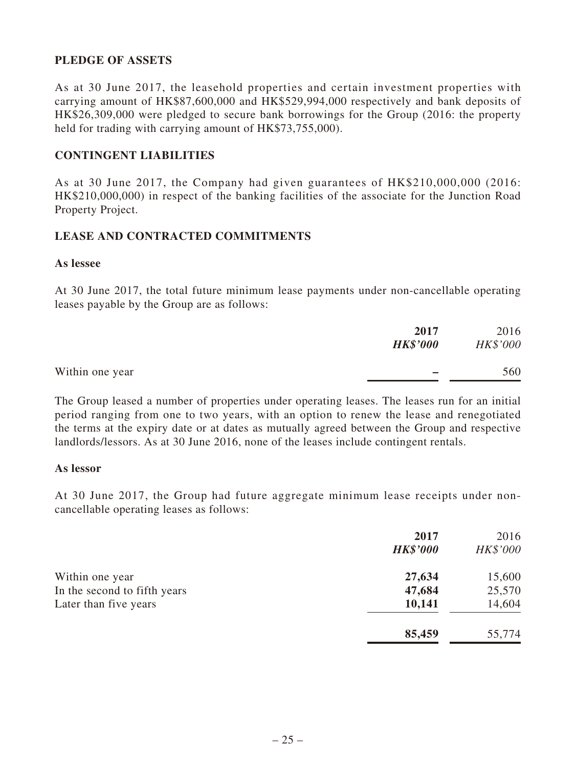## PLEDGE OF ASSETS

As at 30 June 2017, the leasehold properties and certain investment properties with carrying amount of HK$87,600,000 and HK$529,994,000 respectively and bank deposits of HK$26,309,000 were pledged to secure bank borrowings for the Group (2016: the property held for trading with carrying amount of HK$73,755,000).

## CONTINGENT LIABILITIES

As at 30 June 2017, the Company had given guarantees of HK$210,000,000 (2016: HK$210,000,000) in respect of the banking facilities of the associate for the Junction Road Property Project.

## LEASE AND CONTRACTED COMMITMENTS

### As lessee

At 30 June 2017, the total future minimum lease payments under non-cancellable operating leases payable by the Group are as follows:

| | **2017** | 2016 |
|---|---|---|
| | ***HK$'000*** | *HK$'000* |
| Within one year | **–** | 560 |

The Group leased a number of properties under operating leases. The leases run for an initial period ranging from one to two years, with an option to renew the lease and renegotiated the terms at the expiry date or at dates as mutually agreed between the Group and respective landlords/lessors. As at 30 June 2016, none of the leases include contingent rentals.

### As lessor

At 30 June 2017, the Group had future aggregate minimum lease receipts under non-cancellable operating leases as follows:

| | **2017** | 2016 |
|---|---|---|
| | ***HK$'000*** | *HK$'000* |
| Within one year | **27,634** | 15,600 |
| In the second to fifth years | **47,684** | 25,570 |
| Later than five years | **10,141** | 14,604 |
| | **85,459** | 55,774 |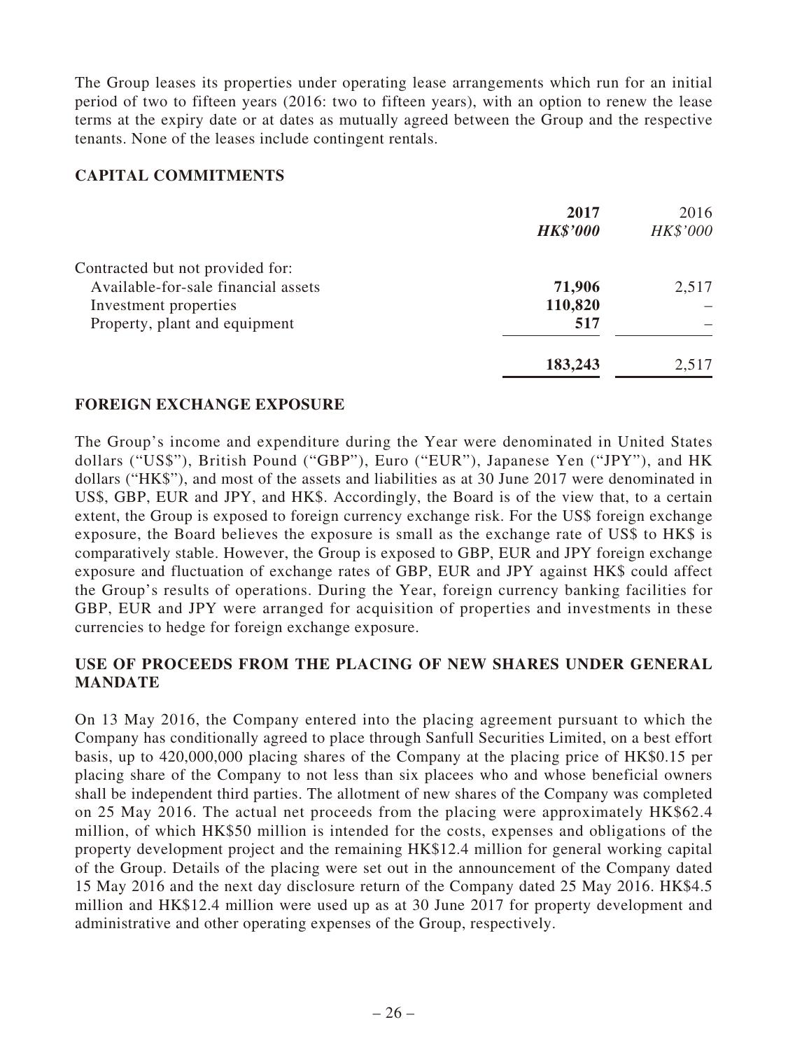The Group leases its properties under operating lease arrangements which run for an initial period of two to fifteen years (2016: two to fifteen years), with an option to renew the lease terms at the expiry date or at dates as mutually agreed between the Group and the respective tenants. None of the leases include contingent rentals.

## CAPITAL COMMITMENTS

| | **2017** | 2016 |
|---|---|---|
| | ***HK$'000*** | *HK$'000* |
| Contracted but not provided for: | | |
| Available-for-sale financial assets | **71,906** | 2,517 |
| Investment properties | **110,820** | – |
| Property, plant and equipment | **517** | – |
| | **183,243** | 2,517 |

## FOREIGN EXCHANGE EXPOSURE

The Group's income and expenditure during the Year were denominated in United States dollars ("US$"), British Pound ("GBP"), Euro ("EUR"), Japanese Yen ("JPY"), and HK dollars ("HK$"), and most of the assets and liabilities as at 30 June 2017 were denominated in US$, GBP, EUR and JPY, and HK$. Accordingly, the Board is of the view that, to a certain extent, the Group is exposed to foreign currency exchange risk. For the US$ foreign exchange exposure, the Board believes the exposure is small as the exchange rate of US$ to HK$ is comparatively stable. However, the Group is exposed to GBP, EUR and JPY foreign exchange exposure and fluctuation of exchange rates of GBP, EUR and JPY against HK$ could affect the Group's results of operations. During the Year, foreign currency banking facilities for GBP, EUR and JPY were arranged for acquisition of properties and investments in these currencies to hedge for foreign exchange exposure.

## USE OF PROCEEDS FROM THE PLACING OF NEW SHARES UNDER GENERAL MANDATE

On 13 May 2016, the Company entered into the placing agreement pursuant to which the Company has conditionally agreed to place through Sanfull Securities Limited, on a best effort basis, up to 420,000,000 placing shares of the Company at the placing price of HK$0.15 per placing share of the Company to not less than six placees who and whose beneficial owners shall be independent third parties. The allotment of new shares of the Company was completed on 25 May 2016. The actual net proceeds from the placing were approximately HK$62.4 million, of which HK$50 million is intended for the costs, expenses and obligations of the property development project and the remaining HK$12.4 million for general working capital of the Group. Details of the placing were set out in the announcement of the Company dated 15 May 2016 and the next day disclosure return of the Company dated 25 May 2016. HK$4.5 million and HK$12.4 million were used up as at 30 June 2017 for property development and administrative and other operating expenses of the Group, respectively.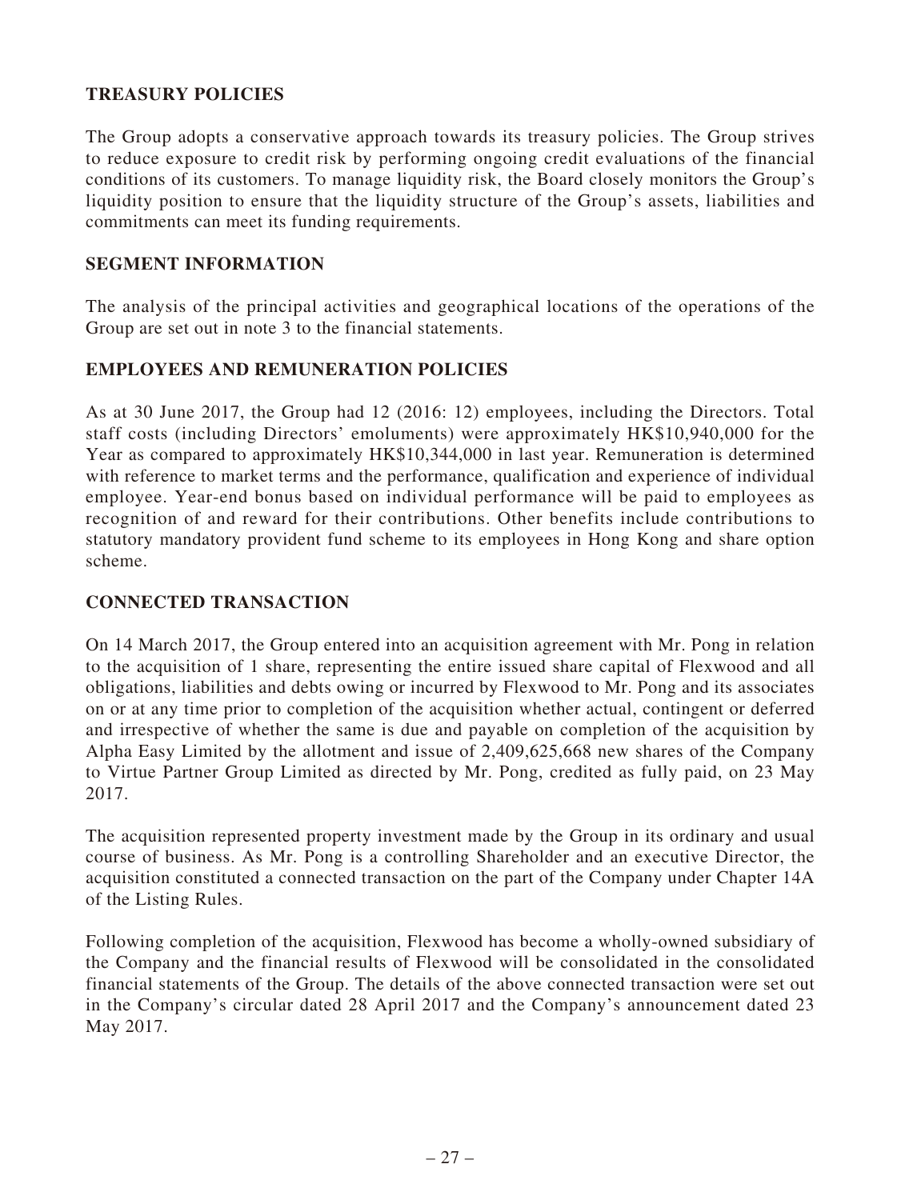## TREASURY POLICIES

The Group adopts a conservative approach towards its treasury policies. The Group strives to reduce exposure to credit risk by performing ongoing credit evaluations of the financial conditions of its customers. To manage liquidity risk, the Board closely monitors the Group's liquidity position to ensure that the liquidity structure of the Group's assets, liabilities and commitments can meet its funding requirements.

## SEGMENT INFORMATION

The analysis of the principal activities and geographical locations of the operations of the Group are set out in note 3 to the financial statements.

## EMPLOYEES AND REMUNERATION POLICIES

As at 30 June 2017, the Group had 12 (2016: 12) employees, including the Directors. Total staff costs (including Directors' emoluments) were approximately HK$10,940,000 for the Year as compared to approximately HK$10,344,000 in last year. Remuneration is determined with reference to market terms and the performance, qualification and experience of individual employee. Year-end bonus based on individual performance will be paid to employees as recognition of and reward for their contributions. Other benefits include contributions to statutory mandatory provident fund scheme to its employees in Hong Kong and share option scheme.

## CONNECTED TRANSACTION

On 14 March 2017, the Group entered into an acquisition agreement with Mr. Pong in relation to the acquisition of 1 share, representing the entire issued share capital of Flexwood and all obligations, liabilities and debts owing or incurred by Flexwood to Mr. Pong and its associates on or at any time prior to completion of the acquisition whether actual, contingent or deferred and irrespective of whether the same is due and payable on completion of the acquisition by Alpha Easy Limited by the allotment and issue of 2,409,625,668 new shares of the Company to Virtue Partner Group Limited as directed by Mr. Pong, credited as fully paid, on 23 May 2017.

The acquisition represented property investment made by the Group in its ordinary and usual course of business. As Mr. Pong is a controlling Shareholder and an executive Director, the acquisition constituted a connected transaction on the part of the Company under Chapter 14A of the Listing Rules.

Following completion of the acquisition, Flexwood has become a wholly-owned subsidiary of the Company and the financial results of Flexwood will be consolidated in the consolidated financial statements of the Group. The details of the above connected transaction were set out in the Company's circular dated 28 April 2017 and the Company's announcement dated 23 May 2017.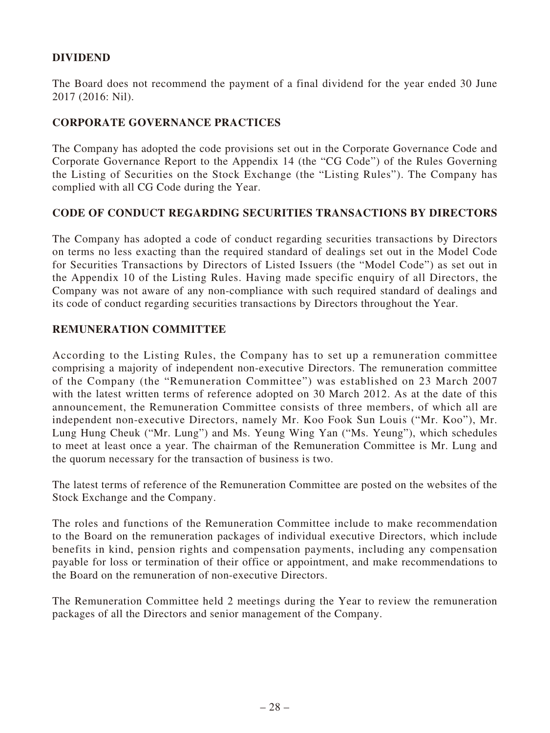## DIVIDEND

The Board does not recommend the payment of a final dividend for the year ended 30 June 2017 (2016: Nil).

## CORPORATE GOVERNANCE PRACTICES

The Company has adopted the code provisions set out in the Corporate Governance Code and Corporate Governance Report to the Appendix 14 (the "CG Code") of the Rules Governing the Listing of Securities on the Stock Exchange (the "Listing Rules"). The Company has complied with all CG Code during the Year.

## CODE OF CONDUCT REGARDING SECURITIES TRANSACTIONS BY DIRECTORS

The Company has adopted a code of conduct regarding securities transactions by Directors on terms no less exacting than the required standard of dealings set out in the Model Code for Securities Transactions by Directors of Listed Issuers (the "Model Code") as set out in the Appendix 10 of the Listing Rules. Having made specific enquiry of all Directors, the Company was not aware of any non-compliance with such required standard of dealings and its code of conduct regarding securities transactions by Directors throughout the Year.

## REMUNERATION COMMITTEE

According to the Listing Rules, the Company has to set up a remuneration committee comprising a majority of independent non-executive Directors. The remuneration committee of the Company (the "Remuneration Committee") was established on 23 March 2007 with the latest written terms of reference adopted on 30 March 2012. As at the date of this announcement, the Remuneration Committee consists of three members, of which all are independent non-executive Directors, namely Mr. Koo Fook Sun Louis ("Mr. Koo"), Mr. Lung Hung Cheuk ("Mr. Lung") and Ms. Yeung Wing Yan ("Ms. Yeung"), which schedules to meet at least once a year. The chairman of the Remuneration Committee is Mr. Lung and the quorum necessary for the transaction of business is two.

The latest terms of reference of the Remuneration Committee are posted on the websites of the Stock Exchange and the Company.

The roles and functions of the Remuneration Committee include to make recommendation to the Board on the remuneration packages of individual executive Directors, which include benefits in kind, pension rights and compensation payments, including any compensation payable for loss or termination of their office or appointment, and make recommendations to the Board on the remuneration of non-executive Directors.

The Remuneration Committee held 2 meetings during the Year to review the remuneration packages of all the Directors and senior management of the Company.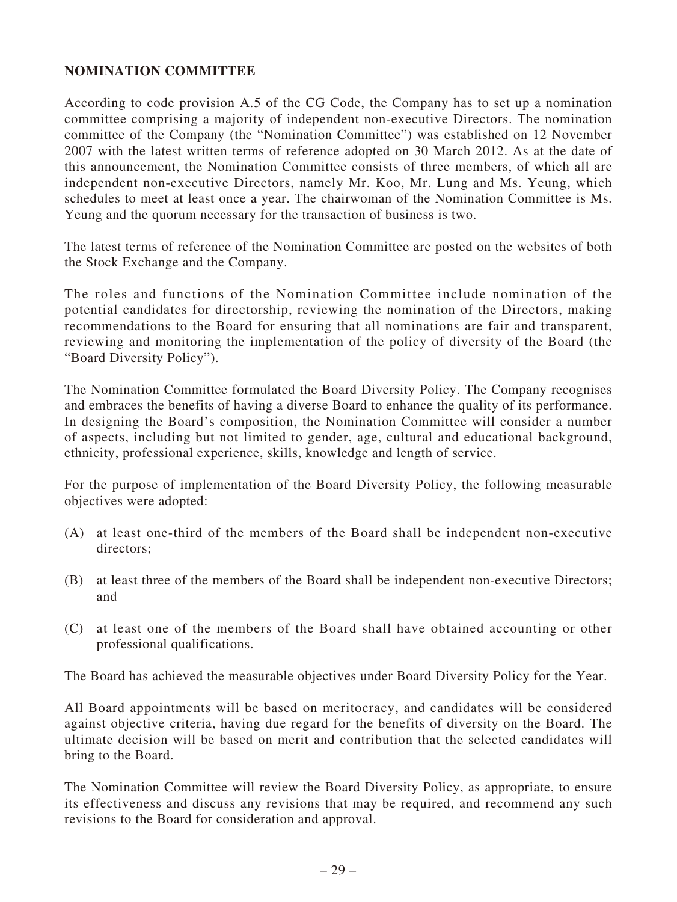## NOMINATION COMMITTEE

According to code provision A.5 of the CG Code, the Company has to set up a nomination committee comprising a majority of independent non-executive Directors. The nomination committee of the Company (the "Nomination Committee") was established on 12 November 2007 with the latest written terms of reference adopted on 30 March 2012. As at the date of this announcement, the Nomination Committee consists of three members, of which all are independent non-executive Directors, namely Mr. Koo, Mr. Lung and Ms. Yeung, which schedules to meet at least once a year. The chairwoman of the Nomination Committee is Ms. Yeung and the quorum necessary for the transaction of business is two.

The latest terms of reference of the Nomination Committee are posted on the websites of both the Stock Exchange and the Company.

The roles and functions of the Nomination Committee include nomination of the potential candidates for directorship, reviewing the nomination of the Directors, making recommendations to the Board for ensuring that all nominations are fair and transparent, reviewing and monitoring the implementation of the policy of diversity of the Board (the "Board Diversity Policy").

The Nomination Committee formulated the Board Diversity Policy. The Company recognises and embraces the benefits of having a diverse Board to enhance the quality of its performance. In designing the Board's composition, the Nomination Committee will consider a number of aspects, including but not limited to gender, age, cultural and educational background, ethnicity, professional experience, skills, knowledge and length of service.

For the purpose of implementation of the Board Diversity Policy, the following measurable objectives were adopted:

(A) at least one-third of the members of the Board shall be independent non-executive directors;

(B) at least three of the members of the Board shall be independent non-executive Directors; and

(C) at least one of the members of the Board shall have obtained accounting or other professional qualifications.

The Board has achieved the measurable objectives under Board Diversity Policy for the Year.

All Board appointments will be based on meritocracy, and candidates will be considered against objective criteria, having due regard for the benefits of diversity on the Board. The ultimate decision will be based on merit and contribution that the selected candidates will bring to the Board.

The Nomination Committee will review the Board Diversity Policy, as appropriate, to ensure its effectiveness and discuss any revisions that may be required, and recommend any such revisions to the Board for consideration and approval.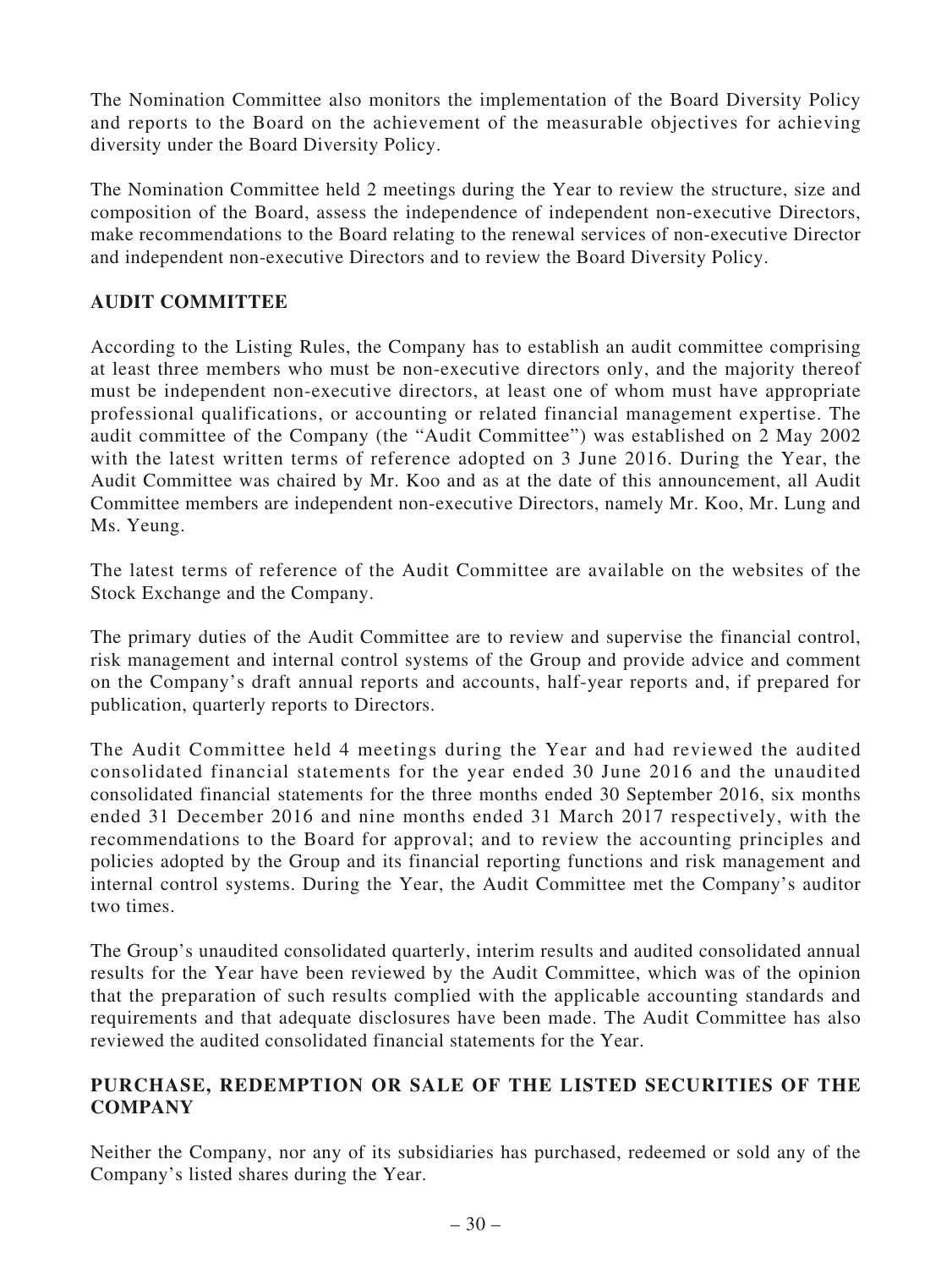The Nomination Committee also monitors the implementation of the Board Diversity Policy and reports to the Board on the achievement of the measurable objectives for achieving diversity under the Board Diversity Policy.

The Nomination Committee held 2 meetings during the Year to review the structure, size and composition of the Board, assess the independence of independent non-executive Directors, make recommendations to the Board relating to the renewal services of non-executive Director and independent non-executive Directors and to review the Board Diversity Policy.

## AUDIT COMMITTEE

According to the Listing Rules, the Company has to establish an audit committee comprising at least three members who must be non-executive directors only, and the majority thereof must be independent non-executive directors, at least one of whom must have appropriate professional qualifications, or accounting or related financial management expertise. The audit committee of the Company (the "Audit Committee") was established on 2 May 2002 with the latest written terms of reference adopted on 3 June 2016. During the Year, the Audit Committee was chaired by Mr. Koo and as at the date of this announcement, all Audit Committee members are independent non-executive Directors, namely Mr. Koo, Mr. Lung and Ms. Yeung.

The latest terms of reference of the Audit Committee are available on the websites of the Stock Exchange and the Company.

The primary duties of the Audit Committee are to review and supervise the financial control, risk management and internal control systems of the Group and provide advice and comment on the Company's draft annual reports and accounts, half-year reports and, if prepared for publication, quarterly reports to Directors.

The Audit Committee held 4 meetings during the Year and had reviewed the audited consolidated financial statements for the year ended 30 June 2016 and the unaudited consolidated financial statements for the three months ended 30 September 2016, six months ended 31 December 2016 and nine months ended 31 March 2017 respectively, with the recommendations to the Board for approval; and to review the accounting principles and policies adopted by the Group and its financial reporting functions and risk management and internal control systems. During the Year, the Audit Committee met the Company's auditor two times.

The Group's unaudited consolidated quarterly, interim results and audited consolidated annual results for the Year have been reviewed by the Audit Committee, which was of the opinion that the preparation of such results complied with the applicable accounting standards and requirements and that adequate disclosures have been made. The Audit Committee has also reviewed the audited consolidated financial statements for the Year.

## PURCHASE, REDEMPTION OR SALE OF THE LISTED SECURITIES OF THE COMPANY

Neither the Company, nor any of its subsidiaries has purchased, redeemed or sold any of the Company's listed shares during the Year.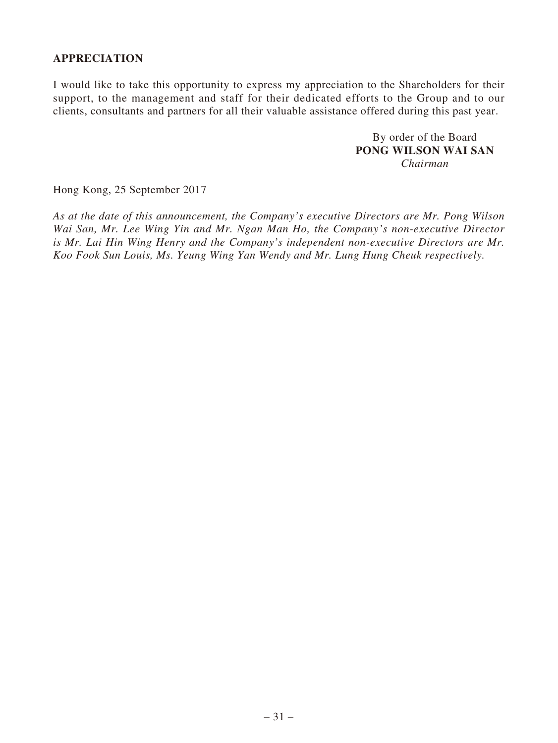## APPRECIATION

I would like to take this opportunity to express my appreciation to the Shareholders for their support, to the management and staff for their dedicated efforts to the Group and to our clients, consultants and partners for all their valuable assistance offered during this past year.

By order of the Board
**PONG WILSON WAI SAN**
*Chairman*

Hong Kong, 25 September 2017

*As at the date of this announcement, the Company's executive Directors are Mr. Pong Wilson Wai San, Mr. Lee Wing Yin and Mr. Ngan Man Ho, the Company's non-executive Director is Mr. Lai Hin Wing Henry and the Company's independent non-executive Directors are Mr. Koo Fook Sun Louis, Ms. Yeung Wing Yan Wendy and Mr. Lung Hung Cheuk respectively.*